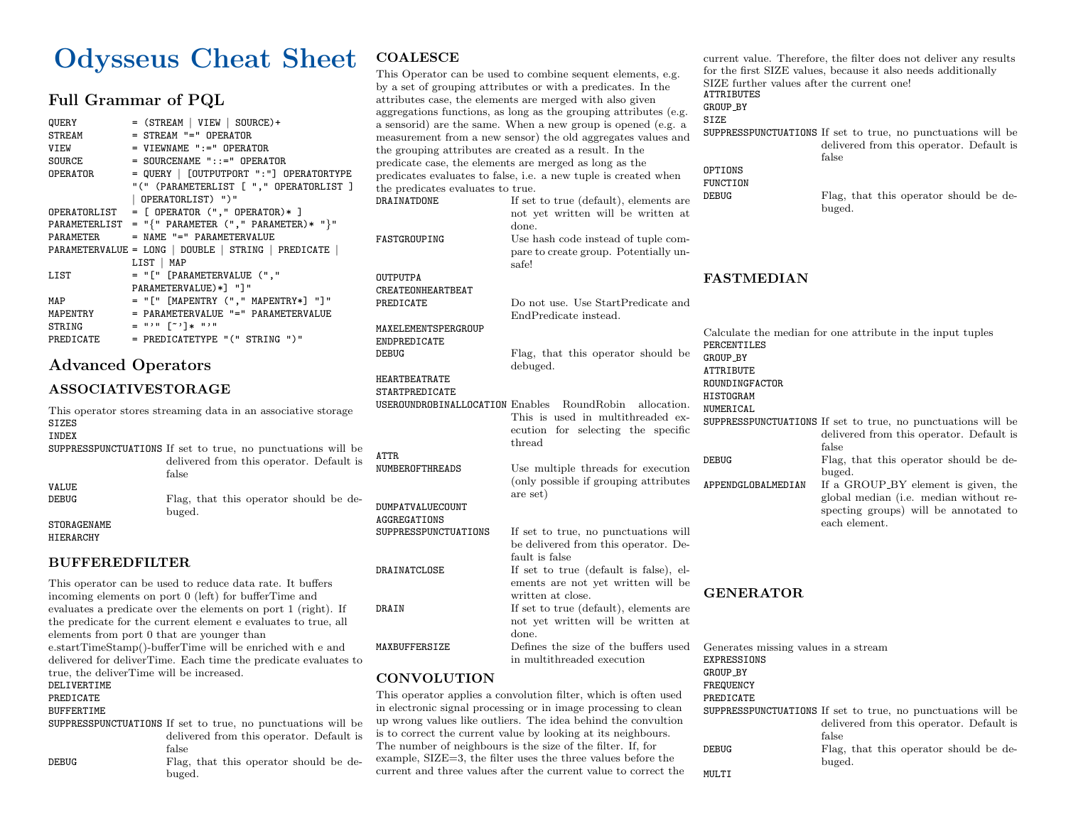# Odysseus Cheat Sheet

## Full Grammar of PQL

```
QUERY          = (STREAM | VIEW | SOURCE)+
STREAM         = STREAM "=" OPERATOR
VIEW           = VIEWNAME ":=" OPERATOR
SOURCE         = SOURCENAME "::=" OPERATOR
OPERATOR       = QUERY | [OUTPUTPORT ":"] OPERATORTYPE
                 "(" (PARAMETERLIST [ "," OPERATORLIST ]
                 | OPERATORLIST) ")"
OPERATORLIST   = [ OPERATOR ("," OPERATOR)* ]
PARAMETERLIST  = "{" PARAMETER ("," PARAMETER)* "}"
PARAMETER      = NAME "=" PARAMETERVALUE
PARAMETERVALUE = LONG | DOUBLE | STRING | PREDICATE |
                 LIST | MAP
LIST           = "[" [PARAMETERVALUE (","
                 PARAMETERVALUE)*] "]"
MAP            = "[" [MAPENTRY ("," MAPENTRY*] "]"
MAPENTRY       = PARAMETERVALUE "=" PARAMETERVALUE
STRING         = "'" [~']* "'"
PREDICATE      = PREDICATETYPE "(" STRING ")"
```

## Advanced Operators

### ASSOCIATIVESTORAGE

This operator stores streaming data in an associative storage

| Parameter | Description |
|---|---|
| SIZES | |
| INDEX | |
| SUPPRESSPUNCTUATIONS | If set to true, no punctuations will be delivered from this operator. Default is false |
| VALUE | |
| DEBUG | Flag, that this operator should be debuged. |
| STORAGENAME | |
| HIERARCHY | |

### BUFFEREDFILTER

This operator can be used to reduce data rate. It buffers incoming elements on port 0 (left) for bufferTime and evaluates a predicate over the elements on port 1 (right). If the predicate for the current element e evaluates to true, all elements from port 0 that are younger than e.startTimeStamp()-bufferTime will be enriched with e and delivered for deliverTime. Each time the predicate evaluates to true, the deliverTime will be increased.

| Parameter | Description |
|---|---|
| DELIVERTIME | |
| PREDICATE | |
| BUFFERTIME | |
| SUPPRESSPUNCTUATIONS | If set to true, no punctuations will be delivered from this operator. Default is false |
| DEBUG | Flag, that this operator should be debuged. |

### COALESCE

This Operator can be used to combine sequent elements, e.g. by a set of grouping attributes or with a predicates. In the attributes case, the elements are merged with also given aggregations functions, as long as the grouping attributes (e.g. a sensorid) are the same. When a new group is opened (e.g. a measurement from a new sensor) the old aggregates values and the grouping attributes are created as a result. In the predicate case, the elements are merged as long as the predicates evaluates to false, i.e. a new tuple is created when the predicates evaluates to true.

| Parameter | Description |
|---|---|
| DRAINATDONE | If set to true (default), elements are not yet written will be written at done. |
| FASTGROUPING | Use hash code instead of tuple compare to create group. Potentially unsafe! |
| OUTPUTPA | |
| CREATEONHEARTBEAT | |
| PREDICATE | Do not use. Use StartPredicate and EndPredicate instead. |
| MAXELEMENTSPERGROUP | |
| ENDPREDICATE | |
| DEBUG | Flag, that this operator should be debuged. |
| HEARTBEATRATE | |
| STARTPREDICATE | |
| USEROUNDROBINALLOCATION | Enables RoundRobin allocation. This is used in multithreaded execution for selecting the specific thread |
| ATTR | |
| NUMBEROFTHREADS | Use multiple threads for execution (only possible if grouping attributes are set) |
| DUMPATVALUECOUNT | |
| AGGREGATIONS | |
| SUPPRESSPUNCTUATIONS | If set to true, no punctuations will be delivered from this operator. Default is false |
| DRAINATCLOSE | If set to true (default is false), elements are not yet written will be written at close. |
| DRAIN | If set to true (default), elements are not yet written will be written at done. |
| MAXBUFFERSIZE | Defines the size of the buffers used in multithreaded execution |

### CONVOLUTION

This operator applies a convolution filter, which is often used in electronic signal processing or in image processing to clean up wrong values like outliers. The idea behind the convultion is to correct the current value by looking at its neighbours. The number of neighbours is the size of the filter. If, for example, SIZE=3, the filter uses the three values before the current and three values after the current value to correct the current value. Therefore, the filter does not deliver any results for the first SIZE values, because it also needs additionally SIZE further values after the current one!

| Parameter | Description |
|---|---|
| ATTRIBUTES | |
| GROUP_BY | |
| SIZE | |
| SUPPRESSPUNCTUATIONS | If set to true, no punctuations will be delivered from this operator. Default is false |
| OPTIONS | |
| FUNCTION | |
| DEBUG | Flag, that this operator should be debuged. |

### FASTMEDIAN

Calculate the median for one attribute in the input tuples

| Parameter | Description |
|---|---|
| PERCENTILES | |
| GROUP_BY | |
| ATTRIBUTE | |
| ROUNDINGFACTOR | |
| HISTOGRAM | |
| NUMERICAL | |
| SUPPRESSPUNCTUATIONS | If set to true, no punctuations will be delivered from this operator. Default is false |
| DEBUG | Flag, that this operator should be debuged. |
| APPENDGLOBALMEDIAN | If a GROUP_BY element is given, the global median (i.e. median without respecting groups) will be annotated to each element. |

### GENERATOR

Generates missing values in a stream

| Parameter | Description |
|---|---|
| EXPRESSIONS | |
| GROUP_BY | |
| FREQUENCY | |
| PREDICATE | |
| SUPPRESSPUNCTUATIONS | If set to true, no punctuations will be delivered from this operator. Default is false |
| DEBUG | Flag, that this operator should be debuged. |
| MULTI | |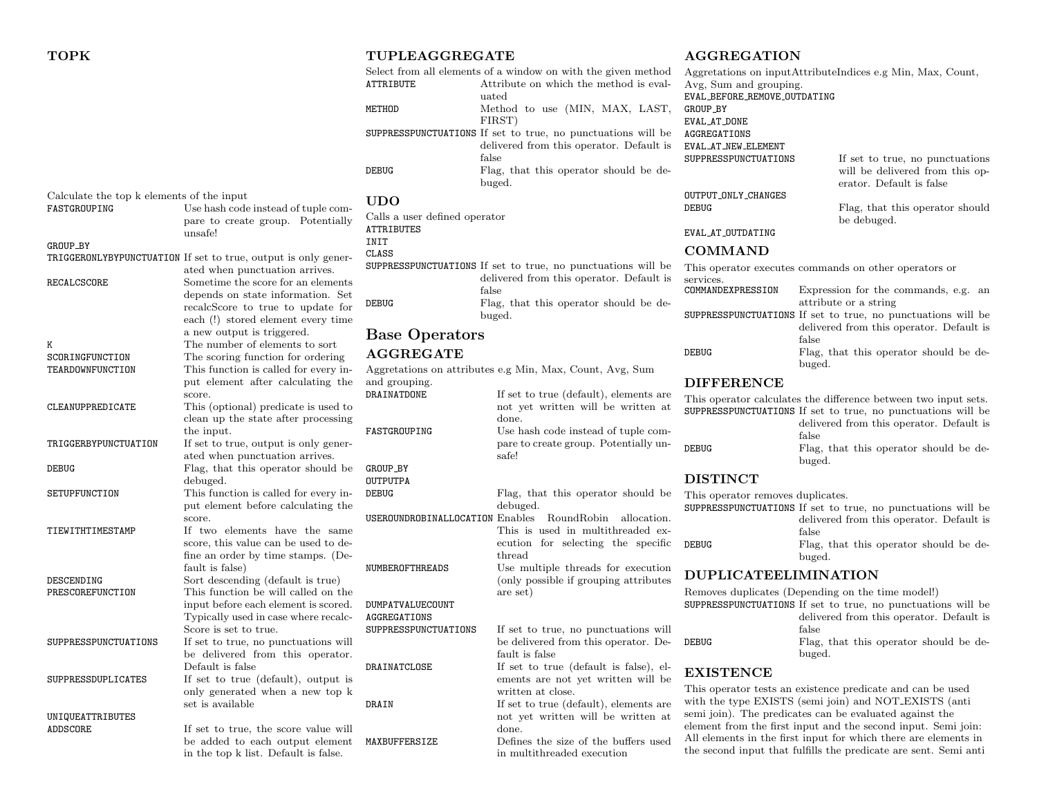## TOPK

Calculate the top k elements of the input

| | |
|---|---|
| FASTGROUPING | Use hash code instead of tuple compare to create group. Potentially unsafe! |
| GROUP_BY | |
| TRIGGERONLYBYPUNCTUATION | If set to true, output is only generated when punctuation arrives. |
| RECALCSCORE | Sometime the score for an elements depends on state information. Set recalcScore to true to update for each (!) stored element every time a new output is triggered. |
| K | The number of elements to sort |
| SCORINGFUNCTION | The scoring function for ordering |
| TEARDOWNFUNCTION | This function is called for every input element after calculating the score. |
| CLEANUPPREDICATE | This (optional) predicate is used to clean up the state after processing the input. |
| TRIGGERBYPUNCTUATION | If set to true, output is only generated when punctuation arrives. |
| DEBUG | Flag, that this operator should be debuged. |
| SETUPFUNCTION | This function is called for every input element before calculating the score. |
| TIEWITHTIMESTAMP | If two elements have the same score, this value can be used to define an order by time stamps. (Default is false) |
| DESCENDING | Sort descending (default is true) |
| PRESCOREFUNCTION | This function be will called on the input before each element is scored. Typically used in case where recalcScore is set to true. |
| SUPPRESSPUNCTUATIONS | If set to true, no punctuations will be delivered from this operator. Default is false |
| SUPPRESSDUPLICATES | If set to true (default), output is only generated when a new top k set is available |
| UNIQUEATTRIBUTES | |
| ADDSCORE | If set to true, the score value will be added to each output element in the top k list. Default is false. |

## TUPLEAGGREGATE

Select from all elements of a window on with the given method

| | |
|---|---|
| ATTRIBUTE | Attribute on which the method is evaluated |
| METHOD | Method to use (MIN, MAX, LAST, FIRST) |
| SUPPRESSPUNCTUATIONS | If set to true, no punctuations will be delivered from this operator. Default is false |
| DEBUG | Flag, that this operator should be debuged. |

## UDO

Calls a user defined operator

| | |
|---|---|
| ATTRIBUTES | |
| INIT | |
| CLASS | |
| SUPPRESSPUNCTUATIONS | If set to true, no punctuations will be delivered from this operator. Default is false |
| DEBUG | Flag, that this operator should be debuged. |

# Base Operators

## AGGREGATE

Aggretations on attributes e.g Min, Max, Count, Avg, Sum and grouping.

| | |
|---|---|
| DRAINATDONE | If set to true (default), elements are not yet written will be written at done. |
| FASTGROUPING | Use hash code instead of tuple compare to create group. Potentially unsafe! |
| GROUP_BY | |
| OUTPUTPA | |
| DEBUG | Flag, that this operator should be debuged. |
| USEROUNDROBINALLOCATION | Enables RoundRobin allocation. This is used in multithreaded execution for selecting the specific thread |
| NUMBEROFTHREADS | Use multiple threads for execution (only possible if grouping attributes are set) |
| DUMPATVALUECOUNT | |
| AGGREGATIONS | |
| SUPPRESSPUNCTUATIONS | If set to true, no punctuations will be delivered from this operator. Default is false |
| DRAINATCLOSE | If set to true (default is false), elements are not yet written will be written at close. |
| DRAIN | If set to true (default), elements are not yet written will be written at done. |
| MAXBUFFERSIZE | Defines the size of the buffers used in multithreaded execution |

## AGGREGATION

Aggretations on inputAttributeIndices e.g Min, Max, Count, Avg, Sum and grouping.

| | |
|---|---|
| EVAL_BEFORE_REMOVE_OUTDATING | |
| GROUP_BY | |
| EVAL_AT_DONE | |
| AGGREGATIONS | |
| EVAL_AT_NEW_ELEMENT | |
| SUPPRESSPUNCTUATIONS | If set to true, no punctuations will be delivered from this operator. Default is false |
| OUTPUT_ONLY_CHANGES | |
| DEBUG | Flag, that this operator should be debuged. |
| EVAL_AT_OUTDATING | |

## COMMAND

This operator executes commands on other operators or services.

| | |
|---|---|
| COMMANDEXPRESSION | Expression for the commands, e.g. an attribute or a string |
| SUPPRESSPUNCTUATIONS | If set to true, no punctuations will be delivered from this operator. Default is false |
| DEBUG | Flag, that this operator should be debuged. |

## DIFFERENCE

This operator calculates the difference between two input sets.

| | |
|---|---|
| SUPPRESSPUNCTUATIONS | If set to true, no punctuations will be delivered from this operator. Default is false |
| DEBUG | Flag, that this operator should be debuged. |

## DISTINCT

This operator removes duplicates.

| | |
|---|---|
| SUPPRESSPUNCTUATIONS | If set to true, no punctuations will be delivered from this operator. Default is false |
| DEBUG | Flag, that this operator should be debuged. |

## DUPLICATEELIMINATION

Removes duplicates (Depending on the time model!)

| | |
|---|---|
| SUPPRESSPUNCTUATIONS | If set to true, no punctuations will be delivered from this operator. Default is false |
| DEBUG | Flag, that this operator should be debuged. |

## EXISTENCE

This operator tests an existence predicate and can be used with the type EXISTS (semi join) and NOT_EXISTS (anti semi join). The predicates can be evaluated against the element from the first input and the second input. Semi join: All elements in the first input for which there are elements in the second input that fulfills the predicate are sent. Semi anti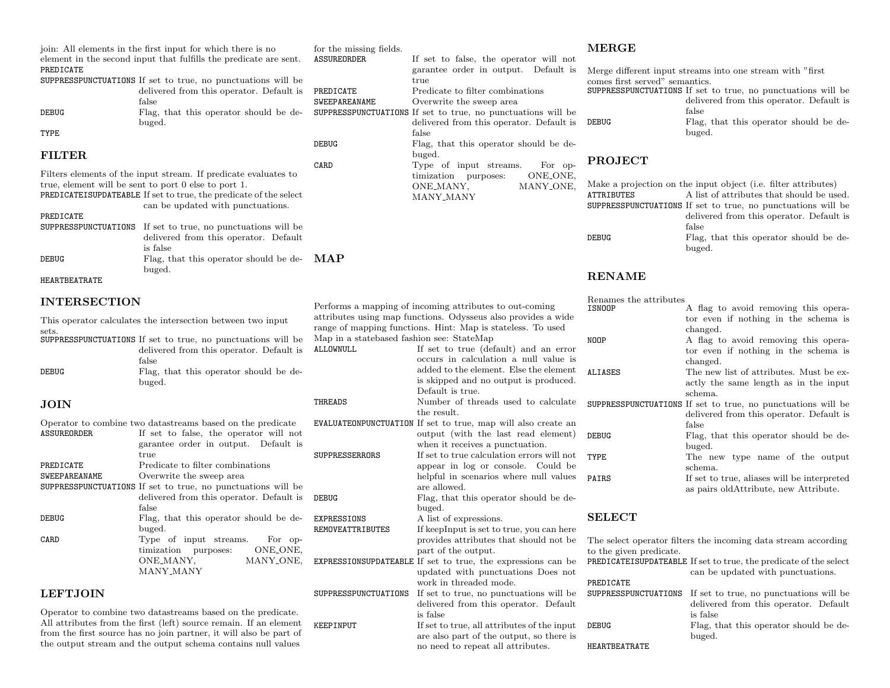join: All elements in the first input for which there is no element in the second input that fulfills the predicate are sent.

| | |
|---|---|
| PREDICATE | |
| SUPPRESSPUNCTUATIONS | If set to true, no punctuations will be delivered from this operator. Default is false |
| DEBUG | Flag, that this operator should be debuged. |
| TYPE | |

## FILTER

Filters elements of the input stream. If predicate evaluates to true, element will be sent to port 0 else to port 1.

| | |
|---|---|
| PREDICATEISUPDATEABLE | If set to true, the predicate of the select can be updated with punctuations. |
| PREDICATE | |
| SUPPRESSPUNCTUATIONS | If set to true, no punctuations will be delivered from this operator. Default is false |
| DEBUG | Flag, that this operator should be debuged. |
| HEARTBEATRATE | |

## INTERSECTION

This operator calculates the intersection between two input sets.

| | |
|---|---|
| SUPPRESSPUNCTUATIONS | If set to true, no punctuations will be delivered from this operator. Default is false |
| DEBUG | Flag, that this operator should be debuged. |

## JOIN

Operator to combine two datastreams based on the predicate

| | |
|---|---|
| ASSUREORDER | If set to false, the operator will not garantee order in output. Default is true |
| PREDICATE | Predicate to filter combinations |
| SWEEPAREANAME | Overwrite the sweep area |
| SUPPRESSPUNCTUATIONS | If set to true, no punctuations will be delivered from this operator. Default is false |
| DEBUG | Flag, that this operator should be debuged. |
| CARD | Type of input streams. For optimization purposes: ONE_ONE, ONE_MANY, MANY_ONE, MANY_MANY |

## LEFTJOIN

Operator to combine two datastreams based on the predicate. All attributes from the first (left) source remain. If an element from the first source has no join partner, it will also be part of the output stream and the output schema contains null values for the missing fields.

| | |
|---|---|
| ASSUREORDER | If set to false, the operator will not garantee order in output. Default is true |
| PREDICATE | Predicate to filter combinations |
| SWEEPAREANAME | Overwrite the sweep area |
| SUPPRESSPUNCTUATIONS | If set to true, no punctuations will be delivered from this operator. Default is false |
| DEBUG | Flag, that this operator should be debuged. |
| CARD | Type of input streams. For optimization purposes: ONE_ONE, ONE_MANY, MANY_ONE, MANY_MANY |

## MAP

Performs a mapping of incoming attributes to out-coming attributes using map functions. Odysseus also provides a wide range of mapping functions. Hint: Map is stateless. To used Map in a statebased fashion see: StateMap

| | |
|---|---|
| ALLOWNULL | If set to true (default) and an error occurs in calculation a null value is added to the element. Else the element is skipped and no output is produced. Default is true. |
| THREADS | Number of threads used to calculate the result. |
| EVALUATEONPUNCTUATION | If set to true, map will also create an output (with the last read element) when it receives a punctuation. |
| SUPPRESSERRORS | If set to true calculation errors will not appear in log or console. Could be helpful in scenarios where null values are allowed. |
| DEBUG | Flag, that this operator should be debuged. |
| EXPRESSIONS | A list of expressions. |
| REMOVEATTRIBUTES | If keepInput is set to true, you can here provides attributes that should not be part of the output. |
| EXPRESSIONSUPDATEABLE | If set to true, the expressions can be updated with punctuations Does not work in threaded mode. |
| SUPPRESSPUNCTUATIONS | If set to true, no punctuations will be delivered from this operator. Default is false |
| KEEPINPUT | If set to true, all attributes of the input are also part of the output, so there is no need to repeat all attributes. |

## MERGE

Merge different input streams into one stream with "first comes first served" semantics.

| | |
|---|---|
| SUPPRESSPUNCTUATIONS | If set to true, no punctuations will be delivered from this operator. Default is false |
| DEBUG | Flag, that this operator should be debuged. |

## PROJECT

Make a projection on the input object (i.e. filter attributes)

| | |
|---|---|
| ATTRIBUTES | A list of attributes that should be used. |
| SUPPRESSPUNCTUATIONS | If set to true, no punctuations will be delivered from this operator. Default is false |
| DEBUG | Flag, that this operator should be debuged. |

## RENAME

Renames the attributes

| | |
|---|---|
| ISNOOP | A flag to avoid removing this operator even if nothing in the schema is changed. |
| NOOP | A flag to avoid removing this operator even if nothing in the schema is changed. |
| ALIASES | The new list of attributes. Must be exactly the same length as in the input schema. |
| SUPPRESSPUNCTUATIONS | If set to true, no punctuations will be delivered from this operator. Default is false |
| DEBUG | Flag, that this operator should be debuged. |
| TYPE | The new type name of the output schema. |
| PAIRS | If set to true, aliases will be interpreted as pairs oldAttribute, new Attribute. |

## SELECT

The select operator filters the incoming data stream according to the given predicate.

| | |
|---|---|
| PREDICATEISUPDATEABLE | If set to true, the predicate of the select can be updated with punctuations. |
| PREDICATE | |
| SUPPRESSPUNCTUATIONS | If set to true, no punctuations will be delivered from this operator. Default is false |
| DEBUG | Flag, that this operator should be debuged. |
| HEARTBEATRATE | |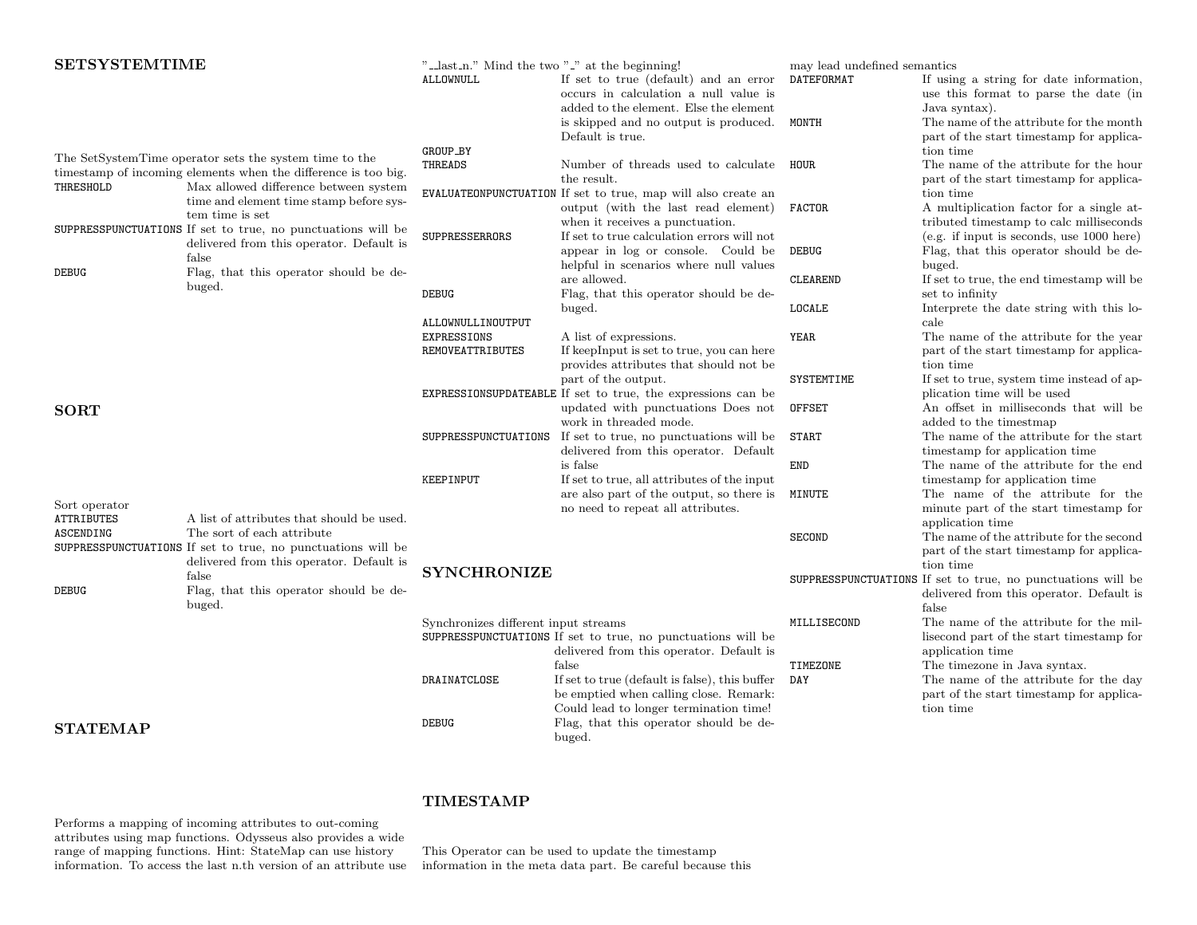## SETSYSTEMTIME

The SetSystemTime operator sets the system time to the timestamp of incoming elements when the difference is too big.

| | |
|---|---|
| `THRESHOLD` | Max allowed difference between system time and element time stamp before system time is set |
| `SUPPRESSPUNCTUATIONS` | If set to true, no punctuations will be delivered from this operator. Default is false |
| `DEBUG` | Flag, that this operator should be debuged. |

## SORT

Sort operator

| | |
|---|---|
| `ATTRIBUTES` | A list of attributes that should be used. |
| `ASCENDING` | The sort of each attribute |
| `SUPPRESSPUNCTUATIONS` | If set to true, no punctuations will be delivered from this operator. Default is false |
| `DEBUG` | Flag, that this operator should be debuged. |

## STATEMAP

Performs a mapping of incoming attributes to out-coming attributes using map functions. Odysseus also provides a wide range of mapping functions. Hint: StateMap can use history information. To access the last n.th version of an attribute use "__last_n." Mind the two "_" at the beginning!

| | |
|---|---|
| `ALLOWNULL` | If set to true (default) and an error occurs in calculation a null value is added to the element. Else the element is skipped and no output is produced. Default is true. |
| `GROUP_BY` | |
| `THREADS` | Number of threads used to calculate the result. |
| `EVALUATEONPUNCTUATION` | If set to true, map will also create an output (with the last read element) when it receives a punctuation. |
| `SUPPRESSERRORS` | If set to true calculation errors will not appear in log or console. Could be helpful in scenarios where null values are allowed. |
| `DEBUG` | Flag, that this operator should be debuged. |
| `ALLOWNULLINOUTPUT` | |
| `EXPRESSIONS` | A list of expressions. |
| `REMOVEATTRIBUTES` | If keepInput is set to true, you can here provides attributes that should not be part of the output. |
| `EXPRESSIONSUPDATEABLE` | If set to true, the expressions can be updated with punctuations Does not work in threaded mode. |
| `SUPPRESSPUNCTUATIONS` | If set to true, no punctuations will be delivered from this operator. Default is false |
| `KEEPINPUT` | If set to true, all attributes of the input are also part of the output, so there is no need to repeat all attributes. |

## SYNCHRONIZE

Synchronizes different input streams

| | |
|---|---|
| `SUPPRESSPUNCTUATIONS` | If set to true, no punctuations will be delivered from this operator. Default is false |
| `DRAINATCLOSE` | If set to true (default is false), this buffer be emptied when calling close. Remark: Could lead to longer termination time! |
| `DEBUG` | Flag, that this operator should be debuged. |

## TIMESTAMP

This Operator can be used to update the timestamp information in the meta data part. Be careful because this may lead undefined semantics

| | |
|---|---|
| `DATEFORMAT` | If using a string for date information, use this format to parse the date (in Java syntax). |
| `MONTH` | The name of the attribute for the month part of the start timestamp for application time |
| `HOUR` | The name of the attribute for the hour part of the start timestamp for application time |
| `FACTOR` | A multiplication factor for a single attributed timestamp to calc milliseconds (e.g. if input is seconds, use 1000 here) |
| `DEBUG` | Flag, that this operator should be debuged. |
| `CLEAREND` | If set to true, the end timestamp will be set to infinity |
| `LOCALE` | Interprete the date string with this locale |
| `YEAR` | The name of the attribute for the year part of the start timestamp for application time |
| `SYSTEMTIME` | If set to true, system time instead of application time will be used |
| `OFFSET` | An offset in milliseconds that will be added to the timestmap |
| `START` | The name of the attribute for the start timestamp for application time |
| `END` | The name of the attribute for the end timestamp for application time |
| `MINUTE` | The name of the attribute for the minute part of the start timestamp for application time |
| `SECOND` | The name of the attribute for the second part of the start timestamp for application time |
| `SUPPRESSPUNCTUATIONS` | If set to true, no punctuations will be delivered from this operator. Default is false |
| `MILLISECOND` | The name of the attribute for the millisecond part of the start timestamp for application time |
| `TIMEZONE` | The timezone in Java syntax. |
| `DAY` | The name of the attribute for the day part of the start timestamp for application time |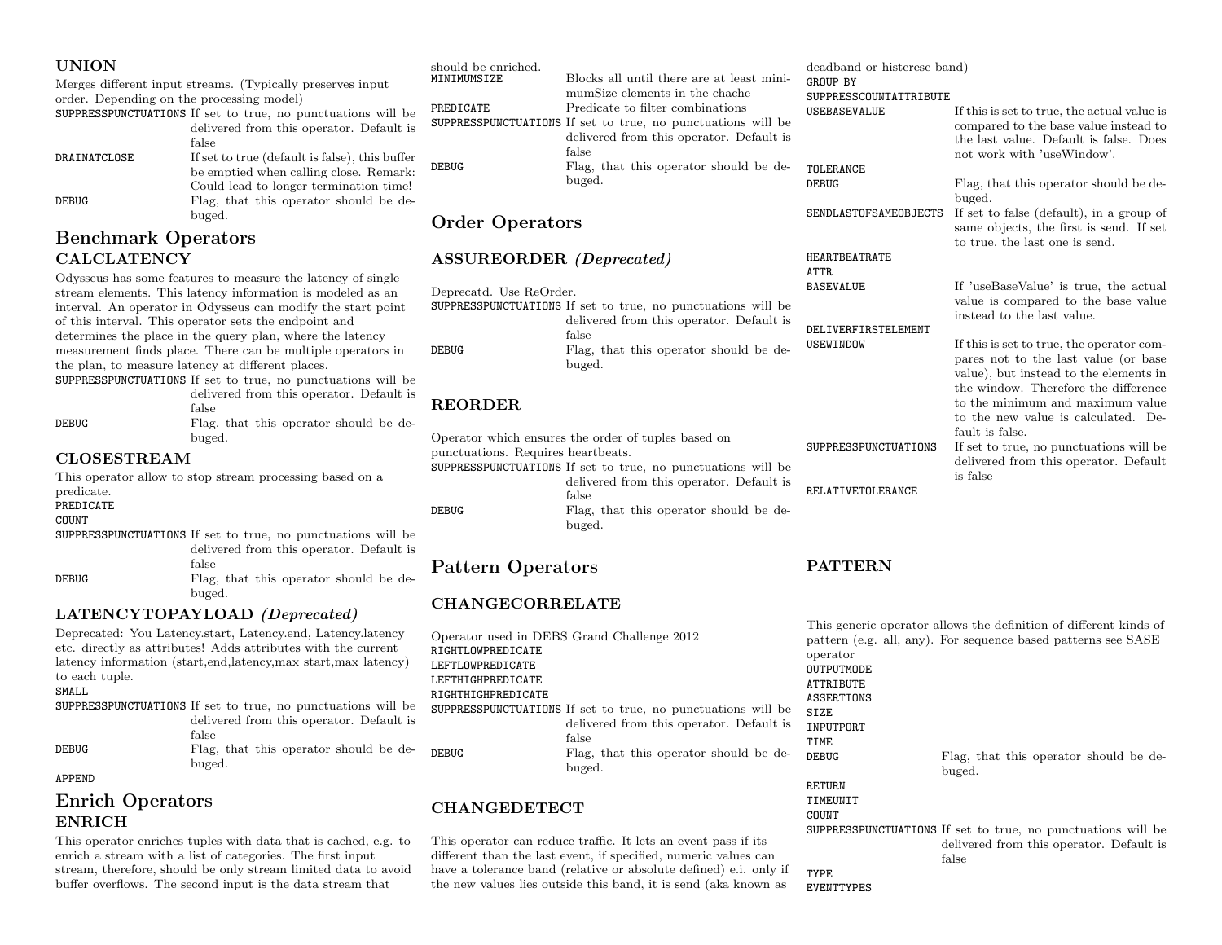### UNION

Merges different input streams. (Typically preserves input order. Depending on the processing model)

| | |
|---|---|
| SUPPRESSPUNCTUATIONS | If set to true, no punctuations will be delivered from this operator. Default is false |
| DRAINATCLOSE | If set to true (default is false), this buffer be emptied when calling close. Remark: Could lead to longer termination time! |
| DEBUG | Flag, that this operator should be debuged. |

## Benchmark Operators

### CALCLATENCY

Odysseus has some features to measure the latency of single stream elements. This latency information is modeled as an interval. An operator in Odysseus can modify the start point of this interval. This operator sets the endpoint and determines the place in the query plan, where the latency measurement finds place. There can be multiple operators in the plan, to measure latency at different places.

| | |
|---|---|
| SUPPRESSPUNCTUATIONS | If set to true, no punctuations will be delivered from this operator. Default is false |
| DEBUG | Flag, that this operator should be debuged. |

### CLOSESTREAM

This operator allow to stop stream processing based on a predicate.

| | |
|---|---|
| PREDICATE | |
| COUNT | |
| SUPPRESSPUNCTUATIONS | If set to true, no punctuations will be delivered from this operator. Default is false |
| DEBUG | Flag, that this operator should be debuged. |

### LATENCYTOPAYLOAD *(Deprecated)*

Deprecated: You Latency.start, Latency.end, Latency.latency etc. directly as attributes! Adds attributes with the current latency information (start,end,latency,max_start,max_latency) to each tuple.

| | |
|---|---|
| SMALL | |
| SUPPRESSPUNCTUATIONS | If set to true, no punctuations will be delivered from this operator. Default is false |
| DEBUG | Flag, that this operator should be debuged. |
| APPEND | |

## Enrich Operators

### ENRICH

This operator enriches tuples with data that is cached, e.g. to enrich a stream with a list of categories. The first input stream, therefore, should be only stream limited data to avoid buffer overflows. The second input is the data stream that should be enriched.

| | |
|---|---|
| MINIMUMSIZE | Blocks all until there are at least minimumSize elements in the chache |
| PREDICATE | Predicate to filter combinations |
| SUPPRESSPUNCTUATIONS | If set to true, no punctuations will be delivered from this operator. Default is false |
| DEBUG | Flag, that this operator should be debuged. |

## Order Operators

### ASSUREORDER *(Deprecated)*

Deprecatd. Use ReOrder.

| | |
|---|---|
| SUPPRESSPUNCTUATIONS | If set to true, no punctuations will be delivered from this operator. Default is false |
| DEBUG | Flag, that this operator should be debuged. |

### REORDER

Operator which ensures the order of tuples based on punctuations. Requires heartbeats.

| | |
|---|---|
| SUPPRESSPUNCTUATIONS | If set to true, no punctuations will be delivered from this operator. Default is false |
| DEBUG | Flag, that this operator should be debuged. |

## Pattern Operators

### CHANGECORRELATE

Operator used in DEBS Grand Challenge 2012

| | |
|---|---|
| RIGHTLOWPREDICATE | |
| LEFTLOWPREDICATE | |
| LEFTHIGHPREDICATE | |
| RIGHTHIGHPREDICATE | |
| SUPPRESSPUNCTUATIONS | If set to true, no punctuations will be delivered from this operator. Default is false |
| DEBUG | Flag, that this operator should be debuged. |

### CHANGEDETECT

This operator can reduce traffic. It lets an event pass if its different than the last event, if specified, numeric values can have a tolerance band (relative or absolute defined) e.i. only if the new values lies outside this band, it is send (aka known as deadband or histerese band)

| | |
|---|---|
| GROUP_BY | |
| SUPPRESSCOUNTATTRIBUTE | |
| USEBASEVALUE | If this is set to true, the actual value is compared to the base value instead to the last value. Default is false. Does not work with 'useWindow'. |
| TOLERANCE | |
| DEBUG | Flag, that this operator should be debuged. |
| SENDLASTOFSAMEOBJECTS | If set to false (default), in a group of same objects, the first is send. If set to true, the last one is send. |
| HEARTBEATRATE | |
| ATTR | |
| BASEVALUE | If 'useBaseValue' is true, the actual value is compared to the base value instead to the last value. |
| DELIVERFIRSTELEMENT | |
| USEWINDOW | If this is set to true, the operator compares not to the last value (or base value), but instead to the elements in the window. Therefore the difference to the minimum and maximum value to the new value is calculated. Default is false. |
| SUPPRESSPUNCTUATIONS | If set to true, no punctuations will be delivered from this operator. Default is false |
| RELATIVETOLERANCE | |

### PATTERN

This generic operator allows the definition of different kinds of pattern (e.g. all, any). For sequence based patterns see SASE operator

| | |
|---|---|
| OUTPUTMODE | |
| ATTRIBUTE | |
| ASSERTIONS | |
| SIZE | |
| INPUTPORT | |
| TIME | |
| DEBUG | Flag, that this operator should be debuged. |
| RETURN | |
| TIMEUNIT | |
| COUNT | |
| SUPPRESSPUNCTUATIONS | If set to true, no punctuations will be delivered from this operator. Default is false |
| TYPE | |
| EVENTTYPES | |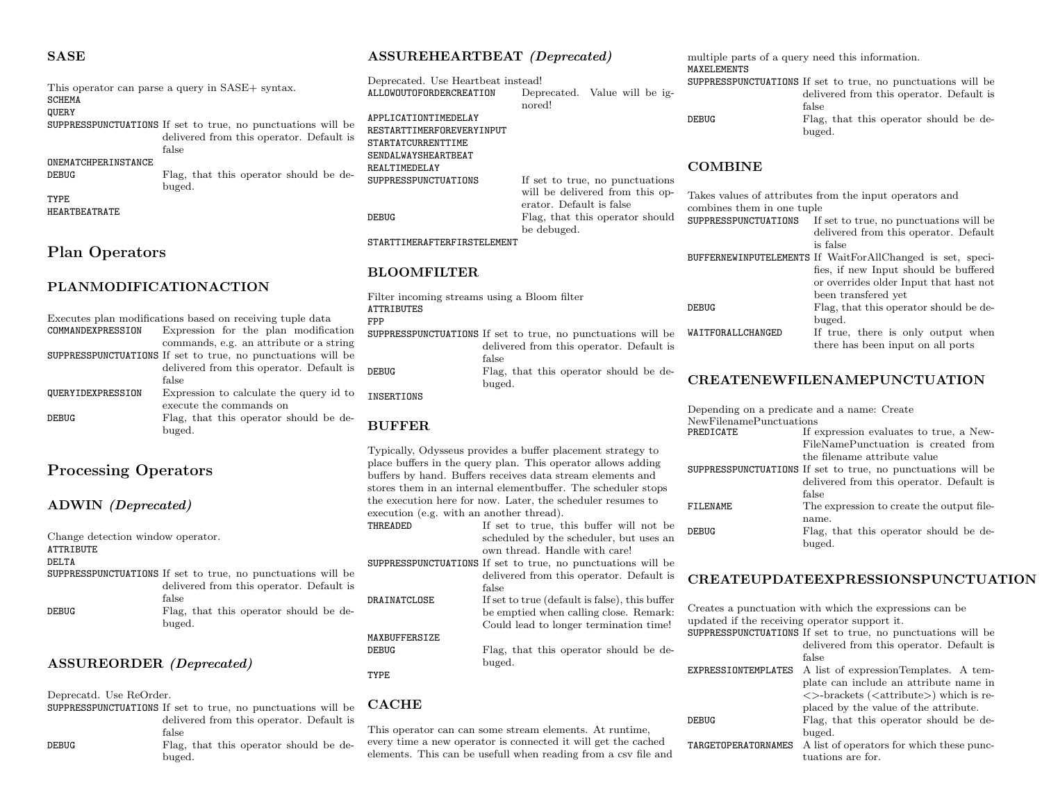### SASE

This operator can parse a query in SASE+ syntax.

| | |
|---|---|
| SCHEMA | |
| QUERY | |
| SUPPRESSPUNCTUATIONS | If set to true, no punctuations will be delivered from this operator. Default is false |
| ONEMATCHPERINSTANCE | |
| DEBUG | Flag, that this operator should be debuged. |
| TYPE | |
| HEARTBEATRATE | |

## Plan Operators

### PLANMODIFICATIONACTION

Executes plan modifications based on receiving tuple data

| | |
|---|---|
| COMMANDEXPRESSION | Expression for the plan modification commands, e.g. an attribute or a string |
| SUPPRESSPUNCTUATIONS | If set to true, no punctuations will be delivered from this operator. Default is false |
| QUERYIDEXPRESSION | Expression to calculate the query id to execute the commands on |
| DEBUG | Flag, that this operator should be debuged. |

## Processing Operators

### ADWIN *(Deprecated)*

Change detection window operator.

| | |
|---|---|
| ATTRIBUTE | |
| DELTA | |
| SUPPRESSPUNCTUATIONS | If set to true, no punctuations will be delivered from this operator. Default is false |
| DEBUG | Flag, that this operator should be debuged. |

### ASSUREORDER *(Deprecated)*

Deprecatd. Use ReOrder.

| | |
|---|---|
| SUPPRESSPUNCTUATIONS | If set to true, no punctuations will be delivered from this operator. Default is false |
| DEBUG | Flag, that this operator should be debuged. |

### ASSUREHEARTBEAT *(Deprecated)*

Deprecated. Use Heartbeat instead!

| | |
|---|---|
| ALLOWOUTOFORDERCREATION | Deprecated. Value will be ignored! |
| APPLICATIONTIMEDELAY | |
| RESTARTTIMERFOREVERYINPUT | |
| STARTATCURRENTTIME | |
| SENDALWAYSHEARTBEAT | |
| REALTIMEDELAY | |
| SUPPRESSPUNCTUATIONS | If set to true, no punctuations will be delivered from this operator. Default is false |
| DEBUG | Flag, that this operator should be debuged. |
| STARTTIMERAFTERFIRSTELEMENT | |

### BLOOMFILTER

Filter incoming streams using a Bloom filter

| | |
|---|---|
| ATTRIBUTES | |
| FPP | |
| SUPPRESSPUNCTUATIONS | If set to true, no punctuations will be delivered from this operator. Default is false |
| DEBUG | Flag, that this operator should be debuged. |
| INSERTIONS | |

### BUFFER

Typically, Odysseus provides a buffer placement strategy to place buffers in the query plan. This operator allows adding buffers by hand. Buffers receives data stream elements and stores them in an internal elementbuffer. The scheduler stops the execution here for now. Later, the scheduler resumes to execution (e.g. with an another thread).

| | |
|---|---|
| THREADED | If set to true, this buffer will not be scheduled by the scheduler, but uses an own thread. Handle with care! |
| SUPPRESSPUNCTUATIONS | If set to true, no punctuations will be delivered from this operator. Default is false |
| DRAINATCLOSE | If set to true (default is false), this buffer be emptied when calling close. Remark: Could lead to longer termination time! |
| MAXBUFFERSIZE | |
| DEBUG | Flag, that this operator should be debuged. |
| TYPE | |

### CACHE

This operator can can some stream elements. At runtime, every time a new operator is connected it will get the cached elements. This can be usefull when reading from a csv file and multiple parts of a query need this information.

| | |
|---|---|
| MAXELEMENTS | |
| SUPPRESSPUNCTUATIONS | If set to true, no punctuations will be delivered from this operator. Default is false |
| DEBUG | Flag, that this operator should be debuged. |

### COMBINE

Takes values of attributes from the input operators and combines them in one tuple

| | |
|---|---|
| SUPPRESSPUNCTUATIONS | If set to true, no punctuations will be delivered from this operator. Default is false |
| BUFFERNEWINPUTELEMENTS | If WaitForAllChanged is set, specifies, if new Input should be buffered or overrides older Input that hast not been transfered yet |
| DEBUG | Flag, that this operator should be debuged. |
| WAITFORALLCHANGED | If true, there is only output when there has been input on all ports |

### CREATENEWFILENAMEPUNCTUATION

Depending on a predicate and a name: Create NewFilenamePunctuations

| | |
|---|---|
| PREDICATE | If expression evaluates to true, a NewFileNamePunctuation is created from the filename attribute value |
| SUPPRESSPUNCTUATIONS | If set to true, no punctuations will be delivered from this operator. Default is false |
| FILENAME | The expression to create the output filename. |
| DEBUG | Flag, that this operator should be debuged. |

### CREATEUPDATEEXPRESSIONSPUNCTUATION

Creates a punctuation with which the expressions can be updated if the receiving operator support it.

| | |
|---|---|
| SUPPRESSPUNCTUATIONS | If set to true, no punctuations will be delivered from this operator. Default is false |
| EXPRESSIONTEMPLATES | A list of expressionTemplates. A template can include an attribute name in <>-brackets (<attribute>) which is replaced by the value of the attribute. |
| DEBUG | Flag, that this operator should be debuged. |
| TARGETOPERATORNAMES | A list of operators for which these punctuations are for. |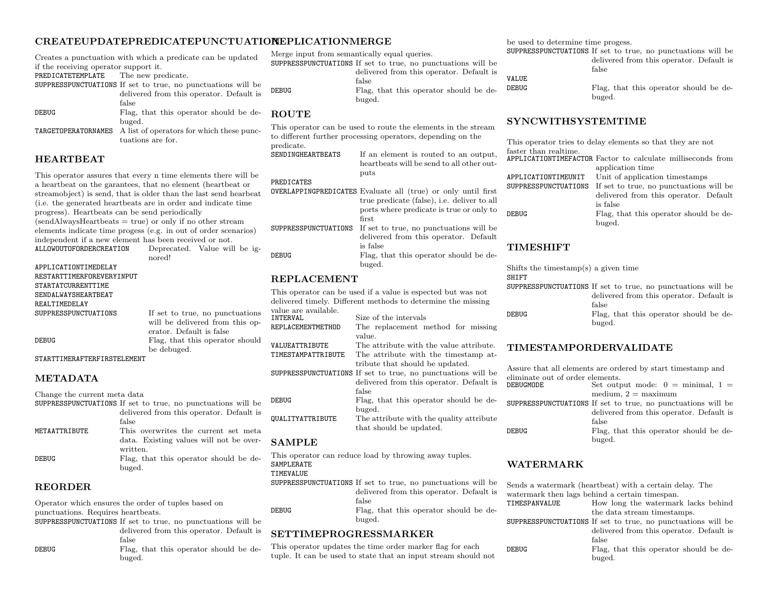### CREATEUPDATEPREDICATEPUNCTUATION

Creates a punctuation with which a predicate can be updated if the receiving operator support it.

| | |
|---|---|
| PREDICATETEMPLATE | The new predicate. |
| SUPPRESSPUNCTUATIONS | If set to true, no punctuations will be delivered from this operator. Default is false |
| DEBUG | Flag, that this operator should be debuged. |
| TARGETOPERATORNAMES | A list of operators for which these punctuations are for. |

### HEARTBEAT

This operator assures that every n time elements there will be a heartbeat on the garantees, that no element (heartbeat or streamobject) is send, that is older than the last send hearbeat (i.e. the generated heartbeats are in order and indicate time progress). Heartbeats can be send periodically (sendAlwaysHeartbeats = true) or only if no other stream elements indicate time progess (e.g. in out of order scenarios) independent if a new element has been received or not.

| | |
|---|---|
| ALLOWOUTOFORDERCREATION | Deprecated. Value will be ignored! |
| APPLICATIONTIMEDELAY | |
| RESTARTTIMERFOREVERYINPUT | |
| STARTATCURRENTTIME | |
| SENDALWAYSHEARTBEAT | |
| REALTIMEDELAY | |
| SUPPRESSPUNCTUATIONS | If set to true, no punctuations will be delivered from this operator. Default is false |
| DEBUG | Flag, that this operator should be debuged. |
| STARTTIMERAFTERFIRSTELEMENT | |

### METADATA

Change the current meta data

| | |
|---|---|
| SUPPRESSPUNCTUATIONS | If set to true, no punctuations will be delivered from this operator. Default is false |
| METAATTRIBUTE | This overwrites the current set meta data. Existing values will not be overwritten. |
| DEBUG | Flag, that this operator should be debuged. |

### REORDER

Operator which ensures the order of tuples based on punctuations. Requires heartbeats.

| | |
|---|---|
| SUPPRESSPUNCTUATIONS | If set to true, no punctuations will be delivered from this operator. Default is false |
| DEBUG | Flag, that this operator should be debuged. |

### REPLICATIONMERGE

Merge input from semantically equal queries.

| | |
|---|---|
| SUPPRESSPUNCTUATIONS | If set to true, no punctuations will be delivered from this operator. Default is false |
| DEBUG | Flag, that this operator should be debuged. |

### ROUTE

This operator can be used to route the elements in the stream to different further processing operators, depending on the predicate.

| | |
|---|---|
| SENDINGHEARTBEATS | If an element is routed to an output, heartbeats will be send to all other outputs |
| PREDICATES | |
| OVERLAPPINGPREDICATES | Evaluate all (true) or only until first true predicate (false), i.e. deliver to all ports where predicate is true or only to first |
| SUPPRESSPUNCTUATIONS | If set to true, no punctuations will be delivered from this operator. Default is false |
| DEBUG | Flag, that this operator should be debuged. |

### REPLACEMENT

This operator can be used if a value is espected but was not delivered timely. Different methods to determine the missing value are available.

| | |
|---|---|
| INTERVAL | Size of the intervals |
| REPLACEMENTMETHOD | The replacement method for missing value. |
| VALUEATTRIBUTE | The attribute with the value attribute. |
| TIMESTAMPATTRIBUTE | The attribute with the timestamp attribute that should be updated. |
| SUPPRESSPUNCTUATIONS | If set to true, no punctuations will be delivered from this operator. Default is false |
| DEBUG | Flag, that this operator should be debuged. |
| QUALITYATTRIBUTE | The attribute with the quality attribute that should be updated. |

### SAMPLE

This operator can reduce load by throwing away tuples.

| | |
|---|---|
| SAMPLERATE | |
| TIMEVALUE | |
| SUPPRESSPUNCTUATIONS | If set to true, no punctuations will be delivered from this operator. Default is false |
| DEBUG | Flag, that this operator should be debuged. |

### SETTIMEPROGRESSMARKER

This operator updates the time order marker flag for each tuple. It can be used to state that an input stream should not be used to determine time progess.

| | |
|---|---|
| SUPPRESSPUNCTUATIONS | If set to true, no punctuations will be delivered from this operator. Default is false |
| VALUE | |
| DEBUG | Flag, that this operator should be debuged. |

### SYNCWITHSYSTEMTIME

This operator tries to delay elements so that they are not faster than realtime.

| | |
|---|---|
| APPLICATIONTIMEFACTOR | Factor to calculate milliseconds from application time |
| APPLICATIONTIMEUNIT | Unit of application timestamps |
| SUPPRESSPUNCTUATIONS | If set to true, no punctuations will be delivered from this operator. Default is false |
| DEBUG | Flag, that this operator should be debuged. |

### TIMESHIFT

Shifts the timestamp(s) a given time

| | |
|---|---|
| SHIFT | |
| SUPPRESSPUNCTUATIONS | If set to true, no punctuations will be delivered from this operator. Default is false |
| DEBUG | Flag, that this operator should be debuged. |

### TIMESTAMPORDERVALIDATE

Assure that all elements are ordered by start timestamp and eliminate out of order elements.

| | |
|---|---|
| DEBUGMODE | Set output mode: 0 = minimal, 1 = medium, 2 = maximum |
| SUPPRESSPUNCTUATIONS | If set to true, no punctuations will be delivered from this operator. Default is false |
| DEBUG | Flag, that this operator should be debuged. |

### WATERMARK

Sends a watermark (heartbeat) with a certain delay. The watermark then lags behind a certain timespan.

| | |
|---|---|
| TIMESPANVALUE | How long the watermark lacks behind the data stream timestamps. |
| SUPPRESSPUNCTUATIONS | If set to true, no punctuations will be delivered from this operator. Default is false |
| DEBUG | Flag, that this operator should be debuged. |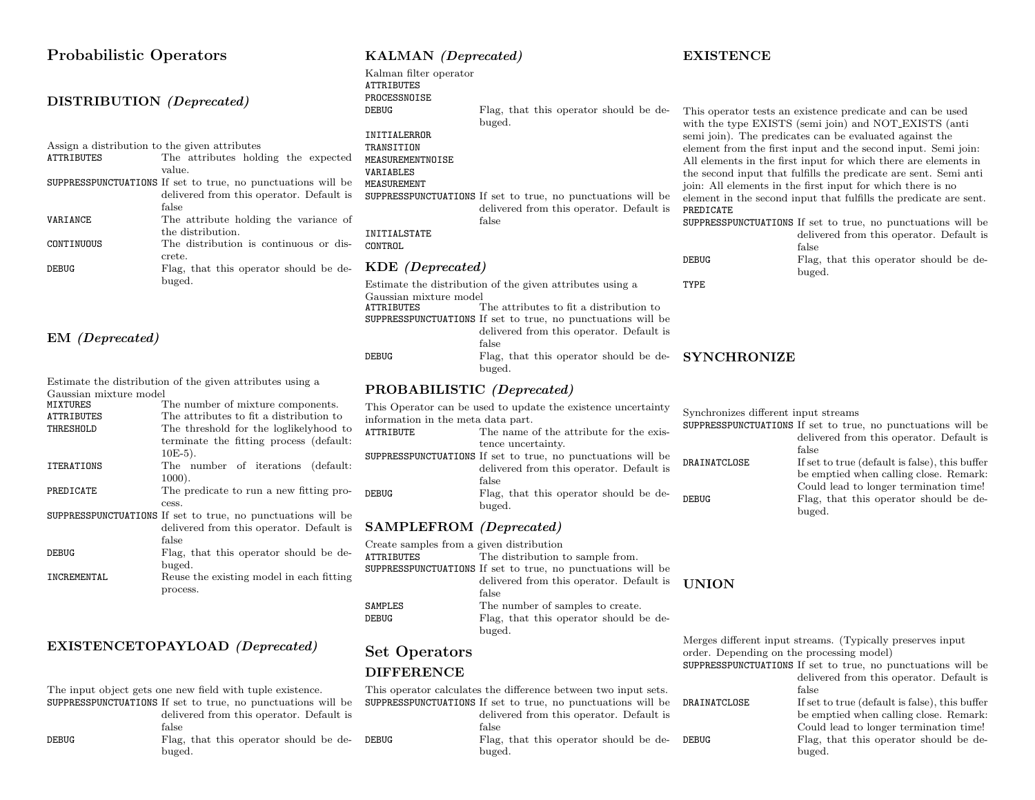# Probabilistic Operators

## DISTRIBUTION *(Deprecated)*

Assign a distribution to the given attributes

| | |
|---|---|
| ATTRIBUTES | The attributes holding the expected value. |
| SUPPRESSPUNCTUATIONS | If set to true, no punctuations will be delivered from this operator. Default is false |
| VARIANCE | The attribute holding the variance of the distribution. |
| CONTINUOUS | The distribution is continuous or discrete. |
| DEBUG | Flag, that this operator should be debuged. |

## EM *(Deprecated)*

Estimate the distribution of the given attributes using a Gaussian mixture model

| | |
|---|---|
| MIXTURES | The number of mixture components. |
| ATTRIBUTES | The attributes to fit a distribution to |
| THRESHOLD | The threshold for the loglikelyhood to terminate the fitting process (default: 10E-5). |
| ITERATIONS | The number of iterations (default: 1000). |
| PREDICATE | The predicate to run a new fitting process. |
| SUPPRESSPUNCTUATIONS | If set to true, no punctuations will be delivered from this operator. Default is false |
| DEBUG | Flag, that this operator should be debuged. |
| INCREMENTAL | Reuse the existing model in each fitting process. |

## EXISTENCETOPAYLOAD *(Deprecated)*

The input object gets one new field with tuple existence.

| | |
|---|---|
| SUPPRESSPUNCTUATIONS | If set to true, no punctuations will be delivered from this operator. Default is false |
| DEBUG | Flag, that this operator should be debuged. |

## KALMAN *(Deprecated)*

Kalman filter operator

| | |
|---|---|
| ATTRIBUTES | |
| PROCESSNOISE | |
| DEBUG | Flag, that this operator should be debuged. |
| INITIALERROR | |
| TRANSITION | |
| MEASUREMENTNOISE | |
| VARIABLES | |
| MEASUREMENT | |
| SUPPRESSPUNCTUATIONS | If set to true, no punctuations will be delivered from this operator. Default is false |
| INITIALSTATE | |
| CONTROL | |

## KDE *(Deprecated)*

Estimate the distribution of the given attributes using a Gaussian mixture model

| | |
|---|---|
| ATTRIBUTES | The attributes to fit a distribution to |
| SUPPRESSPUNCTUATIONS | If set to true, no punctuations will be delivered from this operator. Default is false |
| DEBUG | Flag, that this operator should be debuged. |

## PROBABILISTIC *(Deprecated)*

This Operator can be used to update the existence uncertainty information in the meta data part.

| | |
|---|---|
| ATTRIBUTE | The name of the attribute for the existence uncertainty. |
| SUPPRESSPUNCTUATIONS | If set to true, no punctuations will be delivered from this operator. Default is false |
| DEBUG | Flag, that this operator should be debuged. |

## SAMPLEFROM *(Deprecated)*

Create samples from a given distribution

| | |
|---|---|
| ATTRIBUTES | The distribution to sample from. |
| SUPPRESSPUNCTUATIONS | If set to true, no punctuations will be delivered from this operator. Default is false |
| SAMPLES | The number of samples to create. |
| DEBUG | Flag, that this operator should be debuged. |

# Set Operators

## DIFFERENCE

This operator calculates the difference between two input sets.

| | |
|---|---|
| SUPPRESSPUNCTUATIONS | If set to true, no punctuations will be delivered from this operator. Default is false |
| DEBUG | Flag, that this operator should be debuged. |

## EXISTENCE

This operator tests an existence predicate and can be used with the type EXISTS (semi join) and NOT_EXISTS (anti semi join). The predicates can be evaluated against the element from the first input and the second input. Semi join: All elements in the first input for which there are elements in the second input that fulfills the predicate are sent. Semi anti join: All elements in the first input for which there is no element in the second input that fulfills the predicate are sent.

| | |
|---|---|
| PREDICATE | |
| SUPPRESSPUNCTUATIONS | If set to true, no punctuations will be delivered from this operator. Default is false |
| DEBUG | Flag, that this operator should be debuged. |
| TYPE | |

## SYNCHRONIZE

Synchronizes different input streams

| | |
|---|---|
| SUPPRESSPUNCTUATIONS | If set to true, no punctuations will be delivered from this operator. Default is false |
| DRAINATCLOSE | If set to true (default is false), this buffer be emptied when calling close. Remark: Could lead to longer termination time! |
| DEBUG | Flag, that this operator should be debuged. |

## UNION

Merges different input streams. (Typically preserves input order. Depending on the processing model)

| | |
|---|---|
| SUPPRESSPUNCTUATIONS | If set to true, no punctuations will be delivered from this operator. Default is false |
| DRAINATCLOSE | If set to true (default is false), this buffer be emptied when calling close. Remark: Could lead to longer termination time! |
| DEBUG | Flag, that this operator should be debuged. |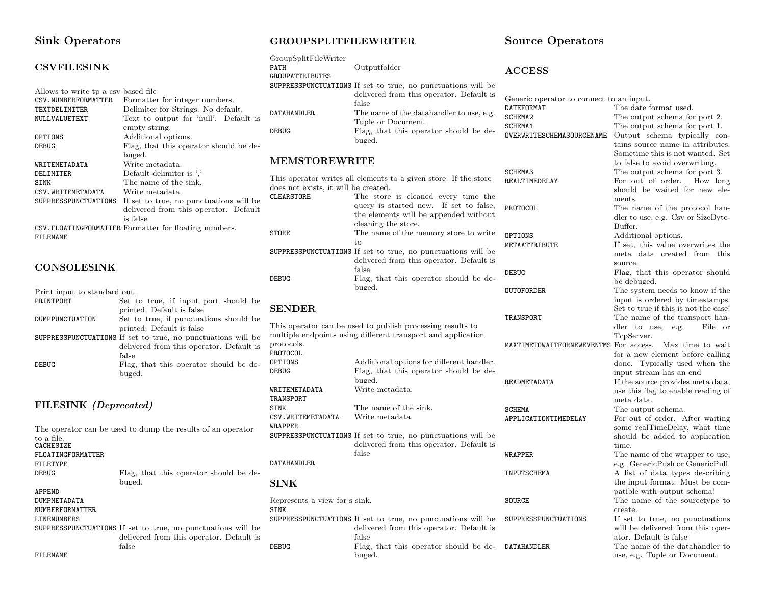# Sink Operators

## CSVFILESINK

Allows to write tp a csv based file

| | |
|---|---|
| CSV.NUMBERFORMATTER | Formatter for integer numbers. |
| TEXTDELIMITER | Delimiter for Strings. No default. |
| NULLVALUETEXT | Text to output for 'null'. Default is empty string. |
| OPTIONS | Additional options. |
| DEBUG | Flag, that this operator should be debuged. |
| WRITEMETADATA | Write metadata. |
| DELIMITER | Default delimiter is ',' |
| SINK | The name of the sink. |
| CSV.WRITEMETADATA | Write metadata. |
| SUPPRESSPUNCTUATIONS | If set to true, no punctuations will be delivered from this operator. Default is false |
| CSV.FLOATINGFORMATTER | Formatter for floating numbers. |
| FILENAME | |

## CONSOLESINK

Print input to standard out.

| | |
|---|---|
| PRINTPORT | Set to true, if input port should be printed. Default is false |
| DUMPPUNCTUATION | Set to true, if punctuations should be printed. Default is false |
| SUPPRESSPUNCTUATIONS | If set to true, no punctuations will be delivered from this operator. Default is false |
| DEBUG | Flag, that this operator should be debuged. |

## FILESINK *(Deprecated)*

The operator can be used to dump the results of an operator to a file.

| | |
|---|---|
| CACHESIZE | |
| FLOATINGFORMATTER | |
| FILETYPE | |
| DEBUG | Flag, that this operator should be debuged. |
| APPEND | |
| DUMPMETADATA | |
| NUMBERFORMATTER | |
| LINENUMBERS | |
| SUPPRESSPUNCTUATIONS | If set to true, no punctuations will be delivered from this operator. Default is false |
| FILENAME | |

## GROUPSPLITFILEWRITER

GroupSplitFileWriter

| | |
|---|---|
| PATH | Outputfolder |
| GROUPATTRIBUTES | |
| SUPPRESSPUNCTUATIONS | If set to true, no punctuations will be delivered from this operator. Default is false |
| DATAHANDLER | The name of the datahandler to use, e.g. Tuple or Document. |
| DEBUG | Flag, that this operator should be debuged. |

## MEMSTOREWRITE

This operator writes all elements to a given store. If the store does not exists, it will be created.

| | |
|---|---|
| CLEARSTORE | The store is cleaned every time the query is started new. If set to false, the elements will be appended without cleaning the store. |
| STORE | The name of the memory store to write to |
| SUPPRESSPUNCTUATIONS | If set to true, no punctuations will be delivered from this operator. Default is false |
| DEBUG | Flag, that this operator should be debuged. |

## SENDER

This operator can be used to publish processing results to multiple endpoints using different transport and application protocols.

| | |
|---|---|
| PROTOCOL | |
| OPTIONS | Additional options for different handler. |
| DEBUG | Flag, that this operator should be debuged. |
| WRITEMETADATA | Write metadata. |
| TRANSPORT | |
| SINK | The name of the sink. |
| CSV.WRITEMETADATA | Write metadata. |
| WRAPPER | |
| SUPPRESSPUNCTUATIONS | If set to true, no punctuations will be delivered from this operator. Default is false |
| DATAHANDLER | |

## SINK

Represents a view for s sink.

| | |
|---|---|
| SINK | |
| SUPPRESSPUNCTUATIONS | If set to true, no punctuations will be delivered from this operator. Default is false |
| DEBUG | Flag, that this operator should be debuged. |

# Source Operators

## ACCESS

Generic operator to connect to an input.

| | |
|---|---|
| DATEFORMAT | The date format used. |
| SCHEMA2 | The output schema for port 2. |
| SCHEMA1 | The output schema for port 1. |
| OVERWRITESCHEMASOURCENAME | Output schema typically contains source name in attributes. Sometime this is not wanted. Set to false to avoid overwriting. |
| SCHEMA3 | The output schema for port 3. |
| REALTIMEDELAY | For out of order. How long should be waited for new elements. |
| PROTOCOL | The name of the protocol handler to use, e.g. Csv or SizeByteBuffer. |
| OPTIONS | Additional options. |
| METAATTRIBUTE | If set, this value overwrites the meta data created from this source. |
| DEBUG | Flag, that this operator should be debuged. |
| OUTOFORDER | The system needs to know if the input is ordered by timestamps. Set to true if this is not the case! |
| TRANSPORT | The name of the transport handler to use, e.g. File or TcpServer. |
| MAXTIMETOWAITFORNEWEVENTMS | For access. Max time to wait for a new element before calling done. Typically used when the input stream has an end |
| READMETADATA | If the source provides meta data, use this flag to enable reading of meta data. |
| SCHEMA | The output schema. |
| APPLICATIONTIMEDELAY | For out of order. After waiting some realTimeDelay, what time should be added to application time. |
| WRAPPER | The name of the wrapper to use, e.g. GenericPush or GenericPull. |
| INPUTSCHEMA | A list of data types describing the input format. Must be compatible with output schema! |
| SOURCE | The name of the sourcetype to create. |
| SUPPRESSPUNCTUATIONS | If set to true, no punctuations will be delivered from this operator. Default is false |
| DATAHANDLER | The name of the datahandler to use, e.g. Tuple or Document. |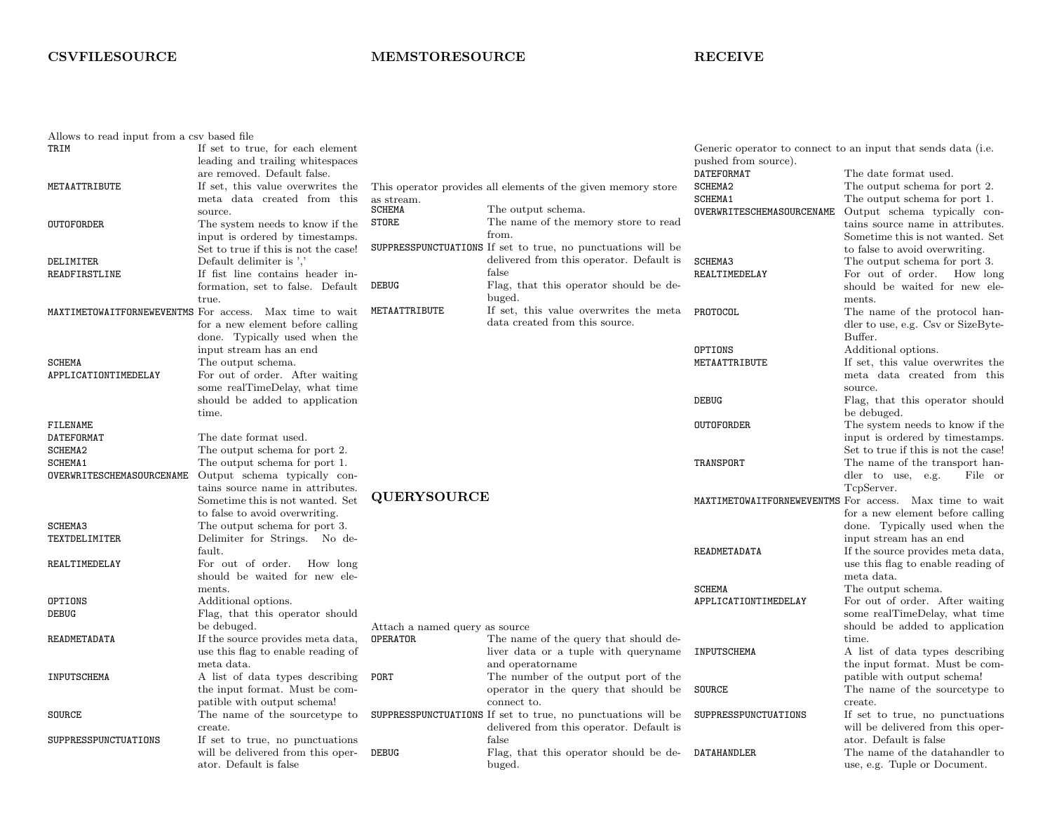## CSVFILESOURCE

Allows to read input from a csv based file

| | |
|---|---|
| TRIM | If set to true, for each element leading and trailing whitespaces are removed. Default false. |
| METAATTRIBUTE | If set, this value overwrites the meta data created from this source. |
| OUTOFORDER | The system needs to know if the input is ordered by timestamps. Set to true if this is not the case! |
| DELIMITER | Default delimiter is ',' |
| READFIRSTLINE | If fist line contains header information, set to false. Default true. |
| MAXTIMETOWAITFORNEWEVENTMS | For access. Max time to wait for a new element before calling done. Typically used when the input stream has an end |
| SCHEMA | The output schema. |
| APPLICATIONTIMEDELAY | For out of order. After waiting some realTimeDelay, what time should be added to application time. |
| FILENAME | |
| DATEFORMAT | The date format used. |
| SCHEMA2 | The output schema for port 2. |
| SCHEMA1 | The output schema for port 1. |
| OVERWRITESCHEMASOURCENAME | Output schema typically contains source name in attributes. Sometime this is not wanted. Set to false to avoid overwriting. |
| SCHEMA3 | The output schema for port 3. |
| TEXTDELIMITER | Delimiter for Strings. No default. |
| REALTIMEDELAY | For out of order. How long should be waited for new elements. |
| OPTIONS | Additional options. |
| DEBUG | Flag, that this operator should be debuged. |
| READMETADATA | If the source provides meta data, use this flag to enable reading of meta data. |
| INPUTSCHEMA | A list of data types describing the input format. Must be compatible with output schema! |
| SOURCE | The name of the sourcetype to create. |
| SUPPRESSPUNCTUATIONS | If set to true, no punctuations will be delivered from this operator. Default is false |

## MEMSTORESOURCE

This operator provides all elements of the given memory store as stream.

| | |
|---|---|
| SCHEMA | The output schema. |
| STORE | The name of the memory store to read from. |
| SUPPRESSPUNCTUATIONS | If set to true, no punctuations will be delivered from this operator. Default is false |
| DEBUG | Flag, that this operator should be debuged. |
| METAATTRIBUTE | If set, this value overwrites the meta data created from this source. |

## QUERYSOURCE

Attach a named query as source

| | |
|---|---|
| OPERATOR | The name of the query that should deliver data or a tuple with queryname and operatorname |
| PORT | The number of the output port of the operator in the query that should be connect to. |
| SUPPRESSPUNCTUATIONS | If set to true, no punctuations will be delivered from this operator. Default is false |
| DEBUG | Flag, that this operator should be debuged. |

## RECEIVE

Generic operator to connect to an input that sends data (i.e. pushed from source).

| | |
|---|---|
| DATEFORMAT | The date format used. |
| SCHEMA2 | The output schema for port 2. |
| SCHEMA1 | The output schema for port 1. |
| OVERWRITESCHEMASOURCENAME | Output schema typically contains source name in attributes. Sometime this is not wanted. Set to false to avoid overwriting. |
| SCHEMA3 | The output schema for port 3. |
| REALTIMEDELAY | For out of order. How long should be waited for new elements. |
| PROTOCOL | The name of the protocol handler to use, e.g. Csv or SizeByteBuffer. |
| OPTIONS | Additional options. |
| METAATTRIBUTE | If set, this value overwrites the meta data created from this source. |
| DEBUG | Flag, that this operator should be debuged. |
| OUTOFORDER | The system needs to know if the input is ordered by timestamps. Set to true if this is not the case! |
| TRANSPORT | The name of the transport handler to use, e.g. File or TcpServer. |
| MAXTIMETOWAITFORNEWEVENTMS | For access. Max time to wait for a new element before calling done. Typically used when the input stream has an end |
| READMETADATA | If the source provides meta data, use this flag to enable reading of meta data. |
| SCHEMA | The output schema. |
| APPLICATIONTIMEDELAY | For out of order. After waiting some realTimeDelay, what time should be added to application time. |
| INPUTSCHEMA | A list of data types describing the input format. Must be compatible with output schema! |
| SOURCE | The name of the sourcetype to create. |
| SUPPRESSPUNCTUATIONS | If set to true, no punctuations will be delivered from this operator. Default is false |
| DATAHANDLER | The name of the datahandler to use, e.g. Tuple or Document. |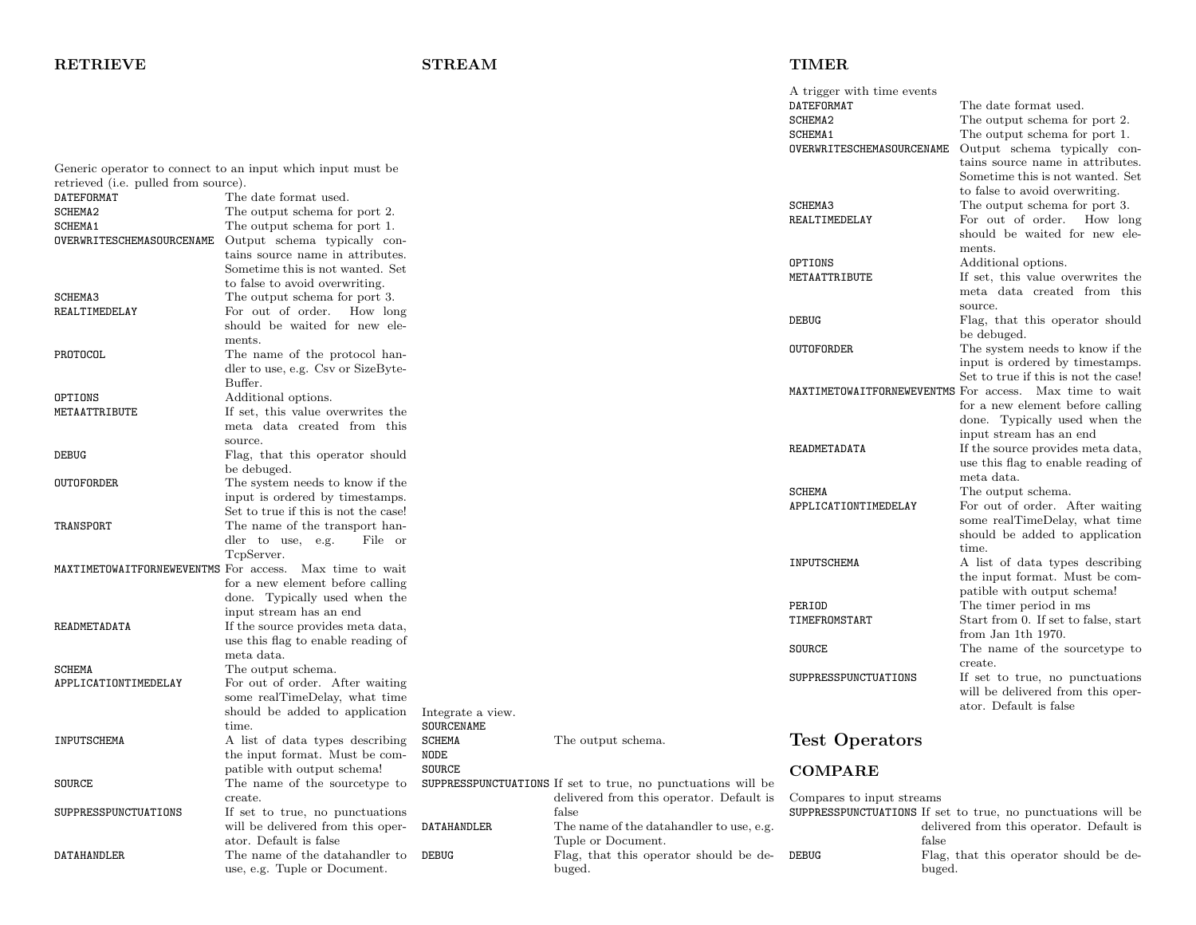### RETRIEVE

Generic operator to connect to an input which input must be retrieved (i.e. pulled from source).

| | |
|---|---|
| DATEFORMAT | The date format used. |
| SCHEMA2 | The output schema for port 2. |
| SCHEMA1 | The output schema for port 1. |
| OVERWRITESCHEMASOURCENAME | Output schema typically contains source name in attributes. Sometime this is not wanted. Set to false to avoid overwriting. |
| SCHEMA3 | The output schema for port 3. |
| REALTIMEDELAY | For out of order. How long should be waited for new elements. |
| PROTOCOL | The name of the protocol handler to use, e.g. Csv or SizeByteBuffer. |
| OPTIONS | Additional options. |
| METAATTRIBUTE | If set, this value overwrites the meta data created from this source. |
| DEBUG | Flag, that this operator should be debuged. |
| OUTOFORDER | The system needs to know if the input is ordered by timestamps. Set to true if this is not the case! |
| TRANSPORT | The name of the transport handler to use, e.g. File or TcpServer. |
| MAXTIMETOWAITFORNEWEVENTMS | For access. Max time to wait for a new element before calling done. Typically used when the input stream has an end |
| READMETADATA | If the source provides meta data, use this flag to enable reading of meta data. |
| SCHEMA | The output schema. |
| APPLICATIONTIMEDELAY | For out of order. After waiting some realTimeDelay, what time should be added to application time. |
| INPUTSCHEMA | A list of data types describing the input format. Must be compatible with output schema! |
| SOURCE | The name of the sourcetype to create. |
| SUPPRESSPUNCTUATIONS | If set to true, no punctuations will be delivered from this operator. Default is false |
| DATAHANDLER | The name of the datahandler to use, e.g. Tuple or Document. |

### STREAM

Integrate a view.

| | |
|---|---|
| SOURCENAME | |
| SCHEMA | The output schema. |
| NODE | |
| SOURCE | |
| SUPPRESSPUNCTUATIONS | If set to true, no punctuations will be delivered from this operator. Default is false |
| DATAHANDLER | The name of the datahandler to use, e.g. Tuple or Document. |
| DEBUG | Flag, that this operator should be debuged. |

### TIMER

A trigger with time events

| | |
|---|---|
| DATEFORMAT | The date format used. |
| SCHEMA2 | The output schema for port 2. |
| SCHEMA1 | The output schema for port 1. |
| OVERWRITESCHEMASOURCENAME | Output schema typically contains source name in attributes. Sometime this is not wanted. Set to false to avoid overwriting. |
| SCHEMA3 | The output schema for port 3. |
| REALTIMEDELAY | For out of order. How long should be waited for new elements. |
| OPTIONS | Additional options. |
| METAATTRIBUTE | If set, this value overwrites the meta data created from this source. |
| DEBUG | Flag, that this operator should be debuged. |
| OUTOFORDER | The system needs to know if the input is ordered by timestamps. Set to true if this is not the case! |
| MAXTIMETOWAITFORNEWEVENTMS | For access. Max time to wait for a new element before calling done. Typically used when the input stream has an end |
| READMETADATA | If the source provides meta data, use this flag to enable reading of meta data. |
| SCHEMA | The output schema. |
| APPLICATIONTIMEDELAY | For out of order. After waiting some realTimeDelay, what time should be added to application time. |
| INPUTSCHEMA | A list of data types describing the input format. Must be compatible with output schema! |
| PERIOD | The timer period in ms |
| TIMEFROMSTART | Start from 0. If set to false, start from Jan 1th 1970. |
| SOURCE | The name of the sourcetype to create. |
| SUPPRESSPUNCTUATIONS | If set to true, no punctuations will be delivered from this operator. Default is false |

## Test Operators

### COMPARE

Compares to input streams

| | |
|---|---|
| SUPPRESSPUNCTUATIONS | If set to true, no punctuations will be delivered from this operator. Default is false |
| DEBUG | Flag, that this operator should be debuged. |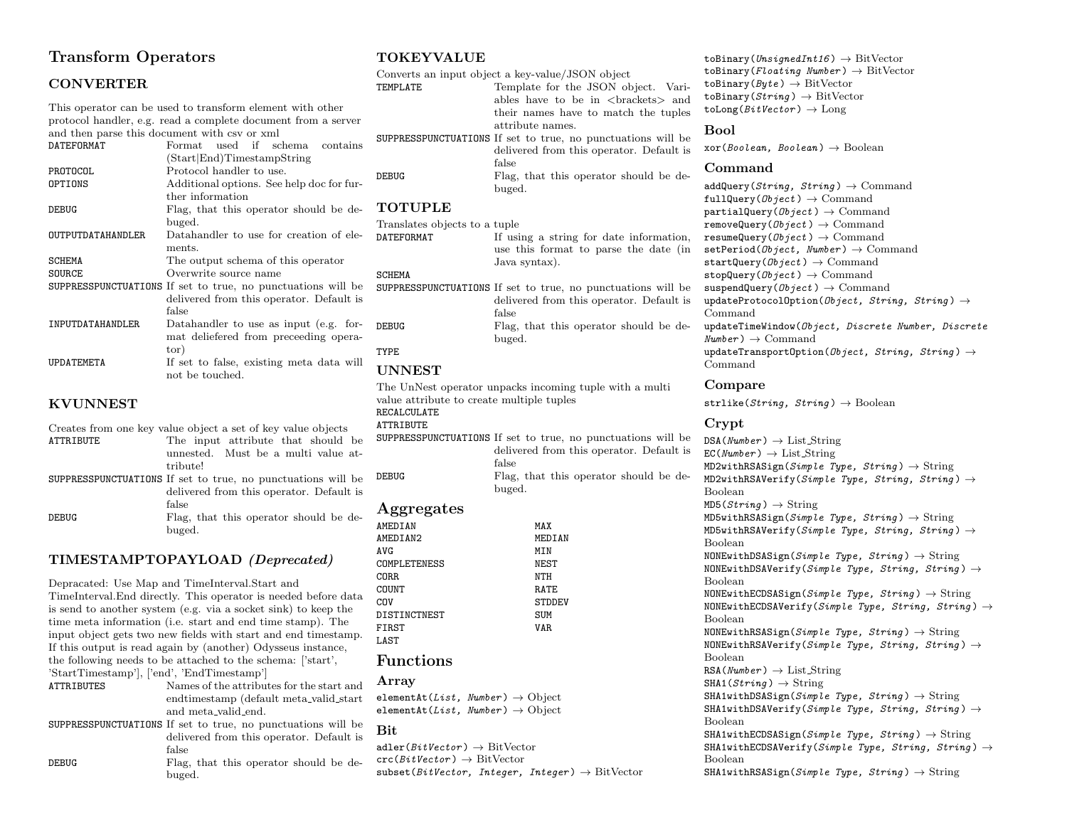## Transform Operators

### CONVERTER

This operator can be used to transform element with other protocol handler, e.g. read a complete document from a server and then parse this document with csv or xml

| | |
|---|---|
| DATEFORMAT | Format used if schema contains (Start\|End)TimestampString |
| PROTOCOL | Protocol handler to use. |
| OPTIONS | Additional options. See help doc for further information |
| DEBUG | Flag, that this operator should be debuged. |
| OUTPUTDATAHANDLER | Datahandler to use for creation of elements. |
| SCHEMA | The output schema of this operator |
| SOURCE | Overwrite source name |
| SUPPRESSPUNCTUATIONS | If set to true, no punctuations will be delivered from this operator. Default is false |
| INPUTDATAHANDLER | Datahandler to use as input (e.g. format deliefered from preceeding operator) |
| UPDATEMETA | If set to false, existing meta data will not be touched. |

### KVUNNEST

Creates from one key value object a set of key value objects

| | |
|---|---|
| ATTRIBUTE | The input attribute that should be unnested. Must be a multi value attribute! |
| SUPPRESSPUNCTUATIONS | If set to true, no punctuations will be delivered from this operator. Default is false |
| DEBUG | Flag, that this operator should be debuged. |

### TIMESTAMPTOPAYLOAD *(Deprecated)*

Depracated: Use Map and TimeInterval.Start and TimeInterval.End directly. This operator is needed before data is send to another system (e.g. via a socket sink) to keep the time meta information (i.e. start and end time stamp). The input object gets two new fields with start and end timestamp. If this output is read again by (another) Odysseus instance, the following needs to be attached to the schema: ['start', 'StartTimestamp'], ['end', 'EndTimestamp']

| | |
|---|---|
| ATTRIBUTES | Names of the attributes for the start and endtimestamp (default meta_valid_start and meta_valid_end. |
| SUPPRESSPUNCTUATIONS | If set to true, no punctuations will be delivered from this operator. Default is false |
| DEBUG | Flag, that this operator should be debuged. |

### TOKEYVALUE

Converts an input object a key-value/JSON object

| | |
|---|---|
| TEMPLATE | Template for the JSON object. Variables have to be in <brackets> and their names have to match the tuples attribute names. |
| SUPPRESSPUNCTUATIONS | If set to true, no punctuations will be delivered from this operator. Default is false |
| DEBUG | Flag, that this operator should be debuged. |

### TOTUPLE

Translates objects to a tuple

| | |
|---|---|
| DATEFORMAT | If using a string for date information, use this format to parse the date (in Java syntax). |
| SCHEMA | |
| SUPPRESSPUNCTUATIONS | If set to true, no punctuations will be delivered from this operator. Default is false |
| DEBUG | Flag, that this operator should be debuged. |
| TYPE | |

### UNNEST

The UnNest operator unpacks incoming tuple with a multi value attribute to create multiple tuples

| | |
|---|---|
| RECALCULATE | |
| ATTRIBUTE | |
| SUPPRESSPUNCTUATIONS | If set to true, no punctuations will be delivered from this operator. Default is false |
| DEBUG | Flag, that this operator should be debuged. |

## Aggregates

| | |
|---|---|
| AMEDIAN | MAX |
| AMEDIAN2 | MEDIAN |
| AVG | MIN |
| COMPLETENESS | NEST |
| CORR | NTH |
| COUNT | RATE |
| COV | STDDEV |
| DISTINCTNEST | SUM |
| FIRST | VAR |
| LAST | |

## Functions

### Array

elementAt(*List, Number*) → Object
elementAt(*List, Number*) → Object

### Bit

adler(*BitVector*) → BitVector
crc(*BitVector*) → BitVector
subset(*BitVector, Integer, Integer*) → BitVector
toBinary(*UnsignedInt16*) → BitVector
toBinary(*Floating Number*) → BitVector
toBinary(*Byte*) → BitVector
toBinary(*String*) → BitVector
toLong(*BitVector*) → Long

### Bool

xor(*Boolean, Boolean*) → Boolean

### Command

addQuery(*String, String*) → Command
fullQuery(*Object*) → Command
partialQuery(*Object*) → Command
removeQuery(*Object*) → Command
resumeQuery(*Object*) → Command
setPeriod(*Object, Number*) → Command
startQuery(*Object*) → Command
stopQuery(*Object*) → Command
suspendQuery(*Object*) → Command
updateProtocolOption(*Object, String, String*) → Command
updateTimeWindow(*Object, Discrete Number, Discrete Number*) → Command
updateTransportOption(*Object, String, String*) → Command

### Compare

strlike(*String, String*) → Boolean

### Crypt

DSA(*Number*) → List_String
EC(*Number*) → List_String
MD2withRSASign(*Simple Type, String*) → String
MD2withRSAVerify(*Simple Type, String, String*) → Boolean
MD5(*String*) → String
MD5withRSASign(*Simple Type, String*) → String
MD5withRSAVerify(*Simple Type, String, String*) → Boolean
NONEwithDSASign(*Simple Type, String*) → String
NONEwithDSAVerify(*Simple Type, String, String*) → Boolean
NONEwithECDSASign(*Simple Type, String*) → String
NONEwithECDSAVerify(*Simple Type, String, String*) → Boolean
NONEwithRSASign(*Simple Type, String*) → String
NONEwithRSAVerify(*Simple Type, String, String*) → Boolean
RSA(*Number*) → List_String
SHA1(*String*) → String
SHA1withDSASign(*Simple Type, String*) → String
SHA1withDSAVerify(*Simple Type, String, String*) → Boolean
SHA1withECDSASign(*Simple Type, String*) → String
SHA1withECDSAVerify(*Simple Type, String, String*) → Boolean
SHA1withRSASign(*Simple Type, String*) → String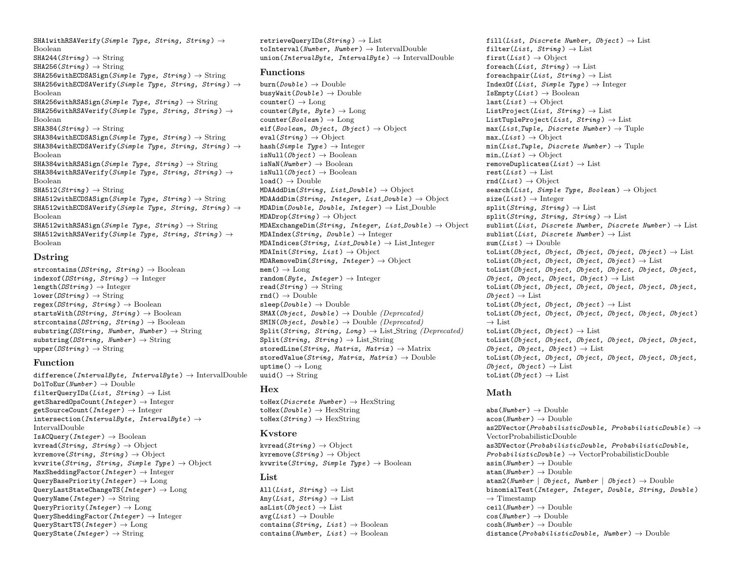SHA1withRSAVerify(*Simple Type, String, String*) → Boolean
SHA244(*String*) → String
SHA256(*String*) → String
SHA256withECDSASign(*Simple Type, String*) → String
SHA256withECDSAVerify(*Simple Type, String, String*) → Boolean
SHA256withRSASign(*Simple Type, String*) → String
SHA256withRSAVerify(*Simple Type, String, String*) → Boolean
SHA384(*String*) → String
SHA384withECDSASign(*Simple Type, String*) → String
SHA384withECDSAVerify(*Simple Type, String, String*) → Boolean
SHA384withRSASign(*Simple Type, String*) → String
SHA384withRSAVerify(*Simple Type, String, String*) → Boolean
SHA512(*String*) → String
SHA512withECDSASign(*Simple Type, String*) → String
SHA512withECDSAVerify(*Simple Type, String, String*) → Boolean
SHA512withRSASign(*Simple Type, String*) → String
SHA512withRSAVerify(*Simple Type, String, String*) → Boolean

### Dstring

strcontains(*DString, String*) → Boolean
indexof(*DString, String*) → Integer
length(*DString*) → Integer
lower(*DString*) → String
regex(*DString, String*) → Boolean
startsWith(*DString, String*) → Boolean
strcontains(*DString, String*) → Boolean
substring(*DString, Number, Number*) → String
substring(*DString, Number*) → String
upper(*DString*) → String

### Function

difference(*IntervalByte, IntervalByte*) → IntervalDouble
DolToEur(*Number*) → Double
filterQueryIDs(*List, String*) → List
getSharedOpsCount(*Integer*) → Integer
getSourceCount(*Integer*) → Integer
intersection(*IntervalByte, IntervalByte*) → IntervalDouble
IsACQuery(*Integer*) → Boolean
kvread(*String, String*) → Object
kvremove(*String, String*) → Object
kvwrite(*String, String, Simple Type*) → Object
MaxSheddingFactor(*Integer*) → Integer
QueryBasePriority(*Integer*) → Long
QueryLastStateChangeTS(*Integer*) → Long
QueryName(*Integer*) → String
QueryPriority(*Integer*) → Long
QuerySheddingFactor(*Integer*) → Integer
QueryStartTS(*Integer*) → Long
QueryState(*Integer*) → String
retrieveQueryIDs(*String*) → List
toInterval(*Number, Number*) → IntervalDouble
union(*IntervalByte, IntervalByte*) → IntervalDouble

### Functions

burn(*Double*) → Double
busyWait(*Double*) → Double
counter() → Long
counter(*Byte, Byte*) → Long
counter(*Boolean*) → Long
eif(*Boolean, Object, Object*) → Object
eval(*String*) → Object
hash(*Simple Type*) → Integer
isNull(*Object*) → Boolean
isNaN(*Number*) → Boolean
isNull(*Object*) → Boolean
load() → Double
MDAAddDim(*String, List_Double*) → Object
MDAAddDim(*String, Integer, List_Double*) → Object
MDADim(*Double, Double, Integer*) → List_Double
MDADrop(*String*) → Object
MDAExchangeDim(*String, Integer, List_Double*) → Object
MDAIndex(*String, Double*) → Integer
MDAIndices(*String, List_Double*) → List_Integer
MDAInit(*String, List*) → Object
MDARemoveDim(*String, Integer*) → Object
mem() → Long
random(*Byte, Integer*) → Integer
read(*String*) → String
rnd() → Double
sleep(*Double*) → Double
SMAX(*Object, Double*) → Double *(Deprecated)*
SMIN(*Object, Double*) → Double *(Deprecated)*
Split(*String, String, Long*) → List_String *(Deprecated)*
Split(*String, String*) → List_String
storedLine(*String, Matrix, Matrix*) → Matrix
storedValue(*String, Matrix, Matrix*) → Double
uptime() → Long
uuid() → String

### Hex

toHex(*Discrete Number*) → HexString
toHex(*Double*) → HexString
toHex(*String*) → HexString

### Kvstore

kvread(*String*) → Object
kvremove(*String*) → Object
kvwrite(*String, Simple Type*) → Boolean

### List

All(*List, String*) → List
Any(*List, String*) → List
asList(*Object*) → List
avg(*List*) → Double
contains(*String, List*) → Boolean
contains(*Number, List*) → Boolean
fill(*List, Discrete Number, Object*) → List
filter(*List, String*) → List
first(*List*) → Object
foreach(*List, String*) → List
foreachpair(*List, String*) → List
IndexOf(*List, Simple Type*) → Integer
IsEmpty(*List*) → Boolean
last(*List*) → Object
ListProject(*List, String*) → List
ListTupleProject(*List, String*) → List
max(*List_Tuple, Discrete Number*) → Tuple
max_(*List*) → Object
min(*List_Tuple, Discrete Number*) → Tuple
min_(*List*) → Object
removeDuplicates(*List*) → List
rest(*List*) → List
rnd(*List*) → Object
search(*List, Simple Type, Boolean*) → Object
size(*List*) → Integer
split(*String, String*) → List
split(*String, String, String*) → List
sublist(*List, Discrete Number, Discrete Number*) → List
sublist(*List, Discrete Number*) → List
sum(*List*) → Double
toList(*Object, Object, Object, Object, Object*) → List
toList(*Object, Object, Object, Object*) → List
toList(*Object, Object, Object, Object, Object, Object, Object, Object, Object, Object*) → List
toList(*Object, Object, Object, Object, Object, Object, Object*) → List
toList(*Object, Object, Object*) → List
toList(*Object, Object, Object, Object, Object, Object*) → List
toList(*Object, Object*) → List
toList(*Object, Object, Object, Object, Object, Object, Object, Object, Object*) → List
toList(*Object, Object, Object, Object, Object, Object, Object, Object*) → List
toList(*Object*) → List

### Math

abs(*Number*) → Double
acos(*Number*) → Double
as2DVector(*ProbabilisticDouble, ProbabilisticDouble*) → VectorProbabilisticDouble
as3DVector(*ProbabilisticDouble, ProbabilisticDouble, ProbabilisticDouble*) → VectorProbabilisticDouble
asin(*Number*) → Double
atan(*Number*) → Double
atan2(*Number | Object, Number | Object*) → Double
binomialTest(*Integer, Integer, Double, String, Double*) → Timestamp
ceil(*Number*) → Double
cos(*Number*) → Double
cosh(*Number*) → Double
distance(*ProbabilisticDouble, Number*) → Double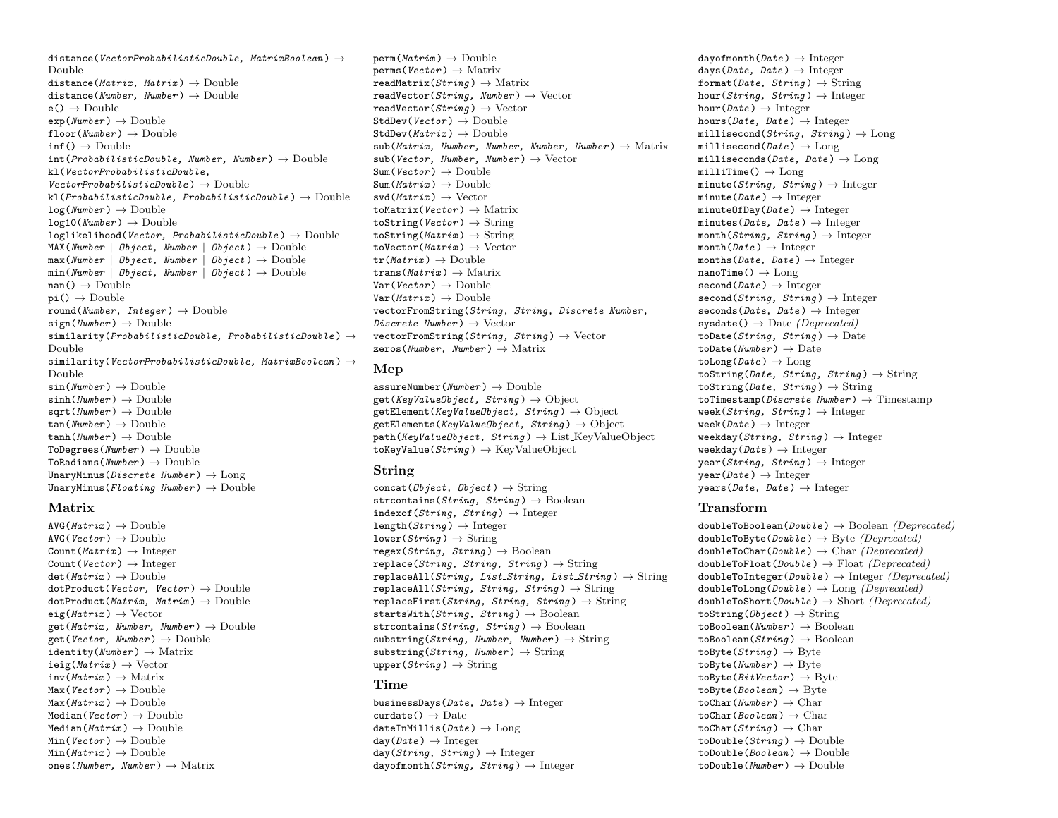distance(*VectorProbabilisticDouble, MatrixBoolean*) → Double
distance(*Matrix, Matrix*) → Double
distance(*Number, Number*) → Double
e() → Double
exp(*Number*) → Double
floor(*Number*) → Double
inf() → Double
int(*ProbabilisticDouble, Number, Number*) → Double
kl(*VectorProbabilisticDouble, VectorProbabilisticDouble*) → Double
kl(*ProbabilisticDouble, ProbabilisticDouble*) → Double
log(*Number*) → Double
log10(*Number*) → Double
loglikelihood(*Vector, ProbabilisticDouble*) → Double
MAX(*Number | Object, Number | Object*) → Double
max(*Number | Object, Number | Object*) → Double
min(*Number | Object, Number | Object*) → Double
nan() → Double
pi() → Double
round(*Number, Integer*) → Double
sign(*Number*) → Double
similarity(*ProbabilisticDouble, ProbabilisticDouble*) → Double
similarity(*VectorProbabilisticDouble, MatrixBoolean*) → Double
sin(*Number*) → Double
sinh(*Number*) → Double
sqrt(*Number*) → Double
tan(*Number*) → Double
tanh(*Number*) → Double
ToDegrees(*Number*) → Double
ToRadians(*Number*) → Double
UnaryMinus(*Discrete Number*) → Long
UnaryMinus(*Floating Number*) → Double

### Matrix

AVG(*Matrix*) → Double
AVG(*Vector*) → Double
Count(*Matrix*) → Integer
Count(*Vector*) → Integer
det(*Matrix*) → Double
dotProduct(*Vector, Vector*) → Double
dotProduct(*Matrix, Matrix*) → Double
eig(*Matrix*) → Vector
get(*Matrix, Number, Number*) → Double
get(*Vector, Number*) → Double
identity(*Number*) → Matrix
ieig(*Matrix*) → Vector
inv(*Matrix*) → Matrix
Max(*Vector*) → Double
Max(*Matrix*) → Double
Median(*Vector*) → Double
Median(*Matrix*) → Double
Min(*Vector*) → Double
Min(*Matrix*) → Double
ones(*Number, Number*) → Matrix
perm(*Matrix*) → Double
perms(*Vector*) → Matrix
readMatrix(*String*) → Matrix
readVector(*String, Number*) → Vector
readVector(*String*) → Vector
StdDev(*Vector*) → Double
StdDev(*Matrix*) → Double
sub(*Matrix, Number, Number, Number, Number*) → Matrix
sub(*Vector, Number, Number*) → Vector
Sum(*Vector*) → Double
Sum(*Matrix*) → Double
svd(*Matrix*) → Vector
toMatrix(*Vector*) → Matrix
toString(*Vector*) → String
toString(*Matrix*) → String
toVector(*Matrix*) → Vector
tr(*Matrix*) → Double
trans(*Matrix*) → Matrix
Var(*Vector*) → Double
Var(*Matrix*) → Double
vectorFromString(*String, String, Discrete Number, Discrete Number*) → Vector
vectorFromString(*String, String*) → Vector
zeros(*Number, Number*) → Matrix

### Mep

assureNumber(*Number*) → Double
get(*KeyValueObject, String*) → Object
getElement(*KeyValueObject, String*) → Object
getElements(*KeyValueObject, String*) → Object
path(*KeyValueObject, String*) → List_KeyValueObject
toKeyValue(*String*) → KeyValueObject

### String

concat(*Object, Object*) → String
strcontains(*String, String*) → Boolean
indexof(*String, String*) → Integer
length(*String*) → Integer
lower(*String*) → String
regex(*String, String*) → Boolean
replace(*String, String, String*) → String
replaceAll(*String, List_String, List_String*) → String
replaceAll(*String, String, String*) → String
replaceFirst(*String, String, String*) → String
startsWith(*String, String*) → Boolean
strcontains(*String, String*) → Boolean
substring(*String, Number, Number*) → String
substring(*String, Number*) → String
upper(*String*) → String

### Time

businessDays(*Date, Date*) → Integer
curdate() → Date
dateInMillis(*Date*) → Long
day(*Date*) → Integer
day(*String, String*) → Integer
dayofmonth(*String, String*) → Integer
dayofmonth(*Date*) → Integer
days(*Date, Date*) → Integer
format(*Date, String*) → String
hour(*String, String*) → Integer
hour(*Date*) → Integer
hours(*Date, Date*) → Integer
millisecond(*String, String*) → Long
millisecond(*Date*) → Long
milliseconds(*Date, Date*) → Long
milliTime() → Long
minute(*String, String*) → Integer
minute(*Date*) → Integer
minuteOfDay(*Date*) → Integer
minutes(*Date, Date*) → Integer
month(*String, String*) → Integer
month(*Date*) → Integer
months(*Date, Date*) → Integer
nanoTime() → Long
second(*Date*) → Integer
second(*String, String*) → Integer
seconds(*Date, Date*) → Integer
sysdate() → Date *(Deprecated)*
toDate(*String, String*) → Date
toDate(*Number*) → Date
toLong(*Date*) → Long
toString(*Date, String, String*) → String
toString(*Date, String*) → String
toTimestamp(*Discrete Number*) → Timestamp
week(*String, String*) → Integer
week(*Date*) → Integer
weekday(*String, String*) → Integer
weekday(*Date*) → Integer
year(*String, String*) → Integer
year(*Date*) → Integer
years(*Date, Date*) → Integer

### Transform

doubleToBoolean(*Double*) → Boolean *(Deprecated)*
doubleToByte(*Double*) → Byte *(Deprecated)*
doubleToChar(*Double*) → Char *(Deprecated)*
doubleToFloat(*Double*) → Float *(Deprecated)*
doubleToInteger(*Double*) → Integer *(Deprecated)*
doubleToLong(*Double*) → Long *(Deprecated)*
doubleToShort(*Double*) → Short *(Deprecated)*
toString(*Object*) → String
toBoolean(*Number*) → Boolean
toBoolean(*String*) → Boolean
toByte(*String*) → Byte
toByte(*Number*) → Byte
toByte(*BitVector*) → Byte
toByte(*Boolean*) → Byte
toChar(*Number*) → Char
toChar(*Boolean*) → Char
toChar(*String*) → Char
toDouble(*String*) → Double
toDouble(*Boolean*) → Double
toDouble(*Number*) → Double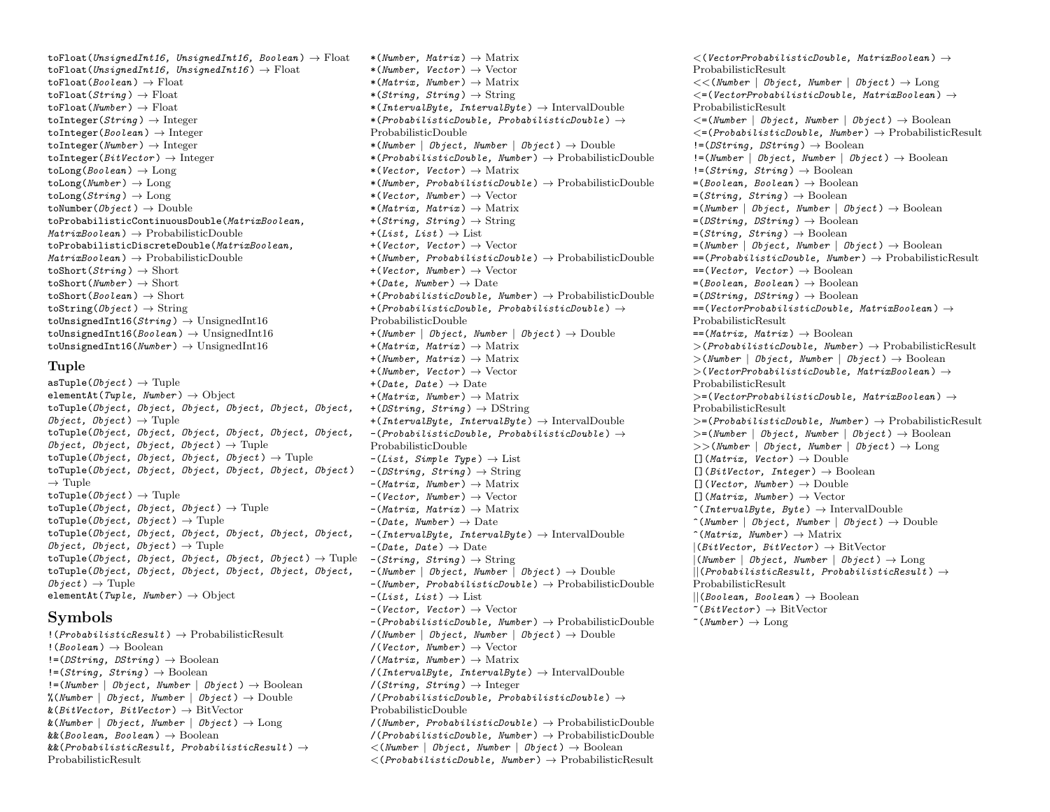toFloat(*UnsignedInt16, UnsignedInt16, Boolean*) → Float
toFloat(*UnsignedInt16, UnsignedInt16*) → Float
toFloat(*Boolean*) → Float
toFloat(*String*) → Float
toFloat(*Number*) → Float
toInteger(*String*) → Integer
toInteger(*Boolean*) → Integer
toInteger(*Number*) → Integer
toInteger(*BitVector*) → Integer
toLong(*Boolean*) → Long
toLong(*Number*) → Long
toLong(*String*) → Long
toNumber(*Object*) → Double
toProbabilisticContinuousDouble(*MatrixBoolean, MatrixBoolean*) → ProbabilisticDouble
toProbabilisticDiscreteDouble(*MatrixBoolean, MatrixBoolean*) → ProbabilisticDouble
toShort(*String*) → Short
toShort(*Number*) → Short
toShort(*Boolean*) → Short
toString(*Object*) → String
toUnsignedInt16(*String*) → UnsignedInt16
toUnsignedInt16(*Boolean*) → UnsignedInt16
toUnsignedInt16(*Number*) → UnsignedInt16

## Tuple

asTuple(*Object*) → Tuple
elementAt(*Tuple, Number*) → Object
toTuple(*Object, Object, Object, Object, Object, Object, Object, Object*) → Tuple
toTuple(*Object, Object, Object, Object, Object, Object, Object, Object, Object, Object*) → Tuple
toTuple(*Object, Object, Object, Object*) → Tuple
toTuple(*Object, Object, Object, Object, Object, Object*) → Tuple
toTuple(*Object*) → Tuple
toTuple(*Object, Object, Object*) → Tuple
toTuple(*Object, Object*) → Tuple
toTuple(*Object, Object, Object, Object, Object, Object, Object, Object, Object*) → Tuple
toTuple(*Object, Object, Object, Object, Object*) → Tuple
toTuple(*Object, Object, Object, Object, Object, Object, Object*) → Tuple
elementAt(*Tuple, Number*) → Object

## Symbols

!(*ProbabilisticResult*) → ProbabilisticResult
!(*Boolean*) → Boolean
!=(*DString, DString*) → Boolean
!=(*String, String*) → Boolean
!=(*Number | Object, Number | Object*) → Boolean
%(*Number | Object, Number | Object*) → Double
&(*BitVector, BitVector*) → BitVector
&(*Number | Object, Number | Object*) → Long
&&(*Boolean, Boolean*) → Boolean
&&(*ProbabilisticResult, ProbabilisticResult*) → ProbabilisticResult
*(*Number, Matrix*) → Matrix
*(*Number, Vector*) → Vector
*(*Matrix, Number*) → Matrix
*(*String, String*) → String
*(*IntervalByte, IntervalByte*) → IntervalDouble
*(*ProbabilisticDouble, ProbabilisticDouble*) → ProbabilisticDouble
*(*Number | Object, Number | Object*) → Double
*(*ProbabilisticDouble, Number*) → ProbabilisticDouble
*(*Vector, Vector*) → Matrix
*(*Number, ProbabilisticDouble*) → ProbabilisticDouble
*(*Vector, Number*) → Vector
*(*Matrix, Matrix*) → Matrix
+(*String, String*) → String
+(*List, List*) → List
+(*Vector, Vector*) → Vector
+(*Number, ProbabilisticDouble*) → ProbabilisticDouble
+(*Vector, Number*) → Vector
+(*Date, Number*) → Date
+(*ProbabilisticDouble, Number*) → ProbabilisticDouble
+(*ProbabilisticDouble, ProbabilisticDouble*) → ProbabilisticDouble
+(*Number | Object, Number | Object*) → Double
+(*Matrix, Matrix*) → Matrix
+(*Number, Matrix*) → Matrix
+(*Number, Vector*) → Vector
+(*Date, Date*) → Date
+(*Matrix, Number*) → Matrix
+(*DString, String*) → DString
+(*IntervalByte, IntervalByte*) → IntervalDouble
-(*ProbabilisticDouble, ProbabilisticDouble*) → ProbabilisticDouble
-(*List, Simple Type*) → List
-(*DString, String*) → String
-(*Matrix, Number*) → Matrix
-(*Vector, Number*) → Vector
-(*Matrix, Matrix*) → Matrix
-(*Date, Number*) → Date
-(*IntervalByte, IntervalByte*) → IntervalDouble
-(*Date, Date*) → Date
-(*String, String*) → String
-(*Number | Object, Number | Object*) → Double
-(*Number, ProbabilisticDouble*) → ProbabilisticDouble
-(*List, List*) → List
-(*Vector, Vector*) → Vector
-(*ProbabilisticDouble, Number*) → ProbabilisticDouble
/(*Number | Object, Number | Object*) → Double
/(*Vector, Number*) → Vector
/(*Matrix, Number*) → Matrix
/(*IntervalByte, IntervalByte*) → IntervalDouble
/(*String, String*) → Integer
/(*ProbabilisticDouble, ProbabilisticDouble*) → ProbabilisticDouble
/(*Number, ProbabilisticDouble*) → ProbabilisticDouble
/(*ProbabilisticDouble, Number*) → ProbabilisticDouble
<(*Number | Object, Number | Object*) → Boolean
<(*ProbabilisticDouble, Number*) → ProbabilisticResult
<(*VectorProbabilisticDouble, MatrixBoolean*) → ProbabilisticResult
<<(*Number | Object, Number | Object*) → Long
<=(*VectorProbabilisticDouble, MatrixBoolean*) → ProbabilisticResult
<=(*Number | Object, Number | Object*) → Boolean
<=(*ProbabilisticDouble, Number*) → ProbabilisticResult
!=(*DString, DString*) → Boolean
!=(*Number | Object, Number | Object*) → Boolean
!=(*String, String*) → Boolean
=(*Boolean, Boolean*) → Boolean
=(*String, String*) → Boolean
=(*Number | Object, Number | Object*) → Boolean
=(*DString, DString*) → Boolean
=(*String, String*) → Boolean
=(*Number | Object, Number | Object*) → Boolean
==(*ProbabilisticDouble, Number*) → ProbabilisticResult
==(*Vector, Vector*) → Boolean
=(*Boolean, Boolean*) → Boolean
=(*DString, DString*) → Boolean
==(*VectorProbabilisticDouble, MatrixBoolean*) → ProbabilisticResult
==(*Matrix, Matrix*) → Boolean
>(*ProbabilisticDouble, Number*) → ProbabilisticResult
>(*Number | Object, Number | Object*) → Boolean
>(*VectorProbabilisticDouble, MatrixBoolean*) → ProbabilisticResult
>=(*VectorProbabilisticDouble, MatrixBoolean*) → ProbabilisticResult
>=(*ProbabilisticDouble, Number*) → ProbabilisticResult
>=(*Number | Object, Number | Object*) → Boolean
>>(*Number | Object, Number | Object*) → Long
[](*Matrix, Vector*) → Double
[](*BitVector, Integer*) → Boolean
[](*Vector, Number*) → Double
[](*Matrix, Number*) → Vector
^(*IntervalByte, Byte*) → IntervalDouble
^(*Number | Object, Number | Object*) → Double
^(*Matrix, Number*) → Matrix
|(*BitVector, BitVector*) → BitVector
|(*Number | Object, Number | Object*) → Long
||(*ProbabilisticResult, ProbabilisticResult*) → ProbabilisticResult
||(*Boolean, Boolean*) → Boolean
~(*BitVector*) → BitVector
~(*Number*) → Long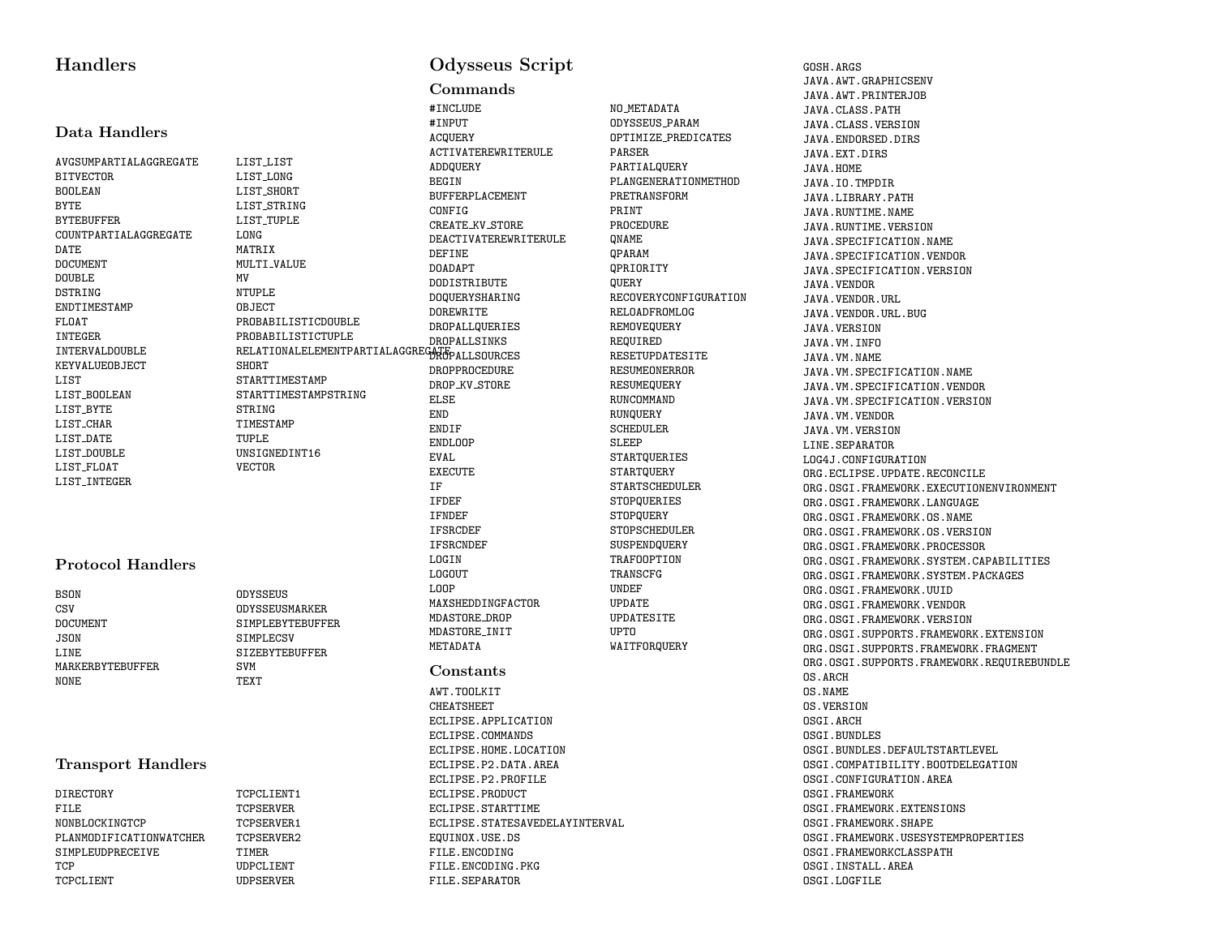## Handlers

### Data Handlers

AVGSUMPARTIALAGGREGATE
BITVECTOR
BOOLEAN
BYTE
BYTEBUFFER
COUNTPARTIALAGGREGATE
DATE
DOCUMENT
DOUBLE
DSTRING
ENDTIMESTAMP
FLOAT
INTEGER
INTERVALDOUBLE
KEYVALUEOBJECT
LIST
LIST_BOOLEAN
LIST_BYTE
LIST_CHAR
LIST_DATE
LIST_DOUBLE
LIST_FLOAT
LIST_INTEGER
LIST_LIST
LIST_LONG
LIST_SHORT
LIST_STRING
LIST_TUPLE
LONG
MATRIX
MULTI_VALUE
MV
NTUPLE
OBJECT
PROBABILISTICDOUBLE
PROBABILISTICTUPLE
RELATIONALELEMENTPARTIALAGGREGATE
SHORT
STARTTIMESTAMP
STARTTIMESTAMPSTRING
STRING
TIMESTAMP
TUPLE
UNSIGNEDINT16
VECTOR

### Protocol Handlers

BSON
CSV
DOCUMENT
JSON
LINE
MARKERBYTEBUFFER
NONE
ODYSSEUS
ODYSSEUSMARKER
SIMPLEBYTEBUFFER
SIMPLECSV
SIZEBYTEBUFFER
SVM
TEXT

### Transport Handlers

DIRECTORY
FILE
NONBLOCKINGTCP
PLANMODIFICATIONWATCHER
SIMPLEUDPRECEIVE
TCP
TCPCLIENT
TCPCLIENT1
TCPSERVER
TCPSERVER1
TCPSERVER2
TIMER
UDPCLIENT
UDPSERVER

## Odysseus Script

### Commands

#INCLUDE
#INPUT
ACQUERY
ACTIVATEREWRITERULE
ADDQUERY
BEGIN
BUFFERPLACEMENT
CONFIG
CREATE_KV_STORE
DEACTIVATEREWRITERULE
DEFINE
DOADAPT
DODISTRIBUTE
DOQUERYSHARING
DOREWRITE
DROPALLQUERIES
DROPALLSINKS
DROPALLSOURCES
DROPPROCEDURE
DROP_KV_STORE
ELSE
END
ENDIF
ENDLOOP
EVAL
EXECUTE
IF
IFDEF
IFNDEF
IFSRCDEF
IFSRCNDEF
LOGIN
LOGOUT
LOOP
MAXSHEDDINGFACTOR
MDASTORE_DROP
MDASTORE_INIT
METADATA
NO_METADATA
ODYSSEUS_PARAM
OPTIMIZE_PREDICATES
PARSER
PARTIALQUERY
PLANGENERATIONMETHOD
PRETRANSFORM
PRINT
PROCEDURE
QNAME
QPARAM
QPRIORITY
QUERY
RECOVERYCONFIGURATION
RELOADFROMLOG
REMOVEQUERY
REQUIRED
RESETUPDATESITE
RESUMEONERROR
RESUMEQUERY
RUNCOMMAND
RUNQUERY
SCHEDULER
SLEEP
STARTQUERIES
STARTQUERY
STARTSCHEDULER
STOPQUERIES
STOPQUERY
STOPSCHEDULER
SUSPENDQUERY
TRAFOOPTION
TRANSCFG
UNDEF
UPDATE
UPDATESITE
UPTO
WAITFORQUERY

### Constants

AWT.TOOLKIT
CHEATSHEET
ECLIPSE.APPLICATION
ECLIPSE.COMMANDS
ECLIPSE.HOME.LOCATION
ECLIPSE.P2.DATA.AREA
ECLIPSE.P2.PROFILE
ECLIPSE.PRODUCT
ECLIPSE.STARTTIME
ECLIPSE.STATESAVEDELAYINTERVAL
EQUINOX.USE.DS
FILE.ENCODING
FILE.ENCODING.PKG
FILE.SEPARATOR
GOSH.ARGS
JAVA.AWT.GRAPHICSENV
JAVA.AWT.PRINTERJOB
JAVA.CLASS.PATH
JAVA.CLASS.VERSION
JAVA.ENDORSED.DIRS
JAVA.EXT.DIRS
JAVA.HOME
JAVA.IO.TMPDIR
JAVA.LIBRARY.PATH
JAVA.RUNTIME.NAME
JAVA.RUNTIME.VERSION
JAVA.SPECIFICATION.NAME
JAVA.SPECIFICATION.VENDOR
JAVA.SPECIFICATION.VERSION
JAVA.VENDOR
JAVA.VENDOR.URL
JAVA.VENDOR.URL.BUG
JAVA.VERSION
JAVA.VM.INFO
JAVA.VM.NAME
JAVA.VM.SPECIFICATION.NAME
JAVA.VM.SPECIFICATION.VENDOR
JAVA.VM.SPECIFICATION.VERSION
JAVA.VM.VENDOR
JAVA.VM.VERSION
LINE.SEPARATOR
LOG4J.CONFIGURATION
ORG.ECLIPSE.UPDATE.RECONCILE
ORG.OSGI.FRAMEWORK.EXECUTIONENVIRONMENT
ORG.OSGI.FRAMEWORK.LANGUAGE
ORG.OSGI.FRAMEWORK.OS.NAME
ORG.OSGI.FRAMEWORK.OS.VERSION
ORG.OSGI.FRAMEWORK.PROCESSOR
ORG.OSGI.FRAMEWORK.SYSTEM.CAPABILITIES
ORG.OSGI.FRAMEWORK.SYSTEM.PACKAGES
ORG.OSGI.FRAMEWORK.UUID
ORG.OSGI.FRAMEWORK.VENDOR
ORG.OSGI.FRAMEWORK.VERSION
ORG.OSGI.SUPPORTS.FRAMEWORK.EXTENSION
ORG.OSGI.SUPPORTS.FRAMEWORK.FRAGMENT
ORG.OSGI.SUPPORTS.FRAMEWORK.REQUIREBUNDLE
OS.ARCH
OS.NAME
OS.VERSION
OSGI.ARCH
OSGI.BUNDLES
OSGI.BUNDLES.DEFAULTSTARTLEVEL
OSGI.COMPATIBILITY.BOOTDELEGATION
OSGI.CONFIGURATION.AREA
OSGI.FRAMEWORK
OSGI.FRAMEWORK.EXTENSIONS
OSGI.FRAMEWORK.SHAPE
OSGI.FRAMEWORK.USESYSTEMPROPERTIES
OSGI.FRAMEWORKCLASSPATH
OSGI.INSTALL.AREA
OSGI.LOGFILE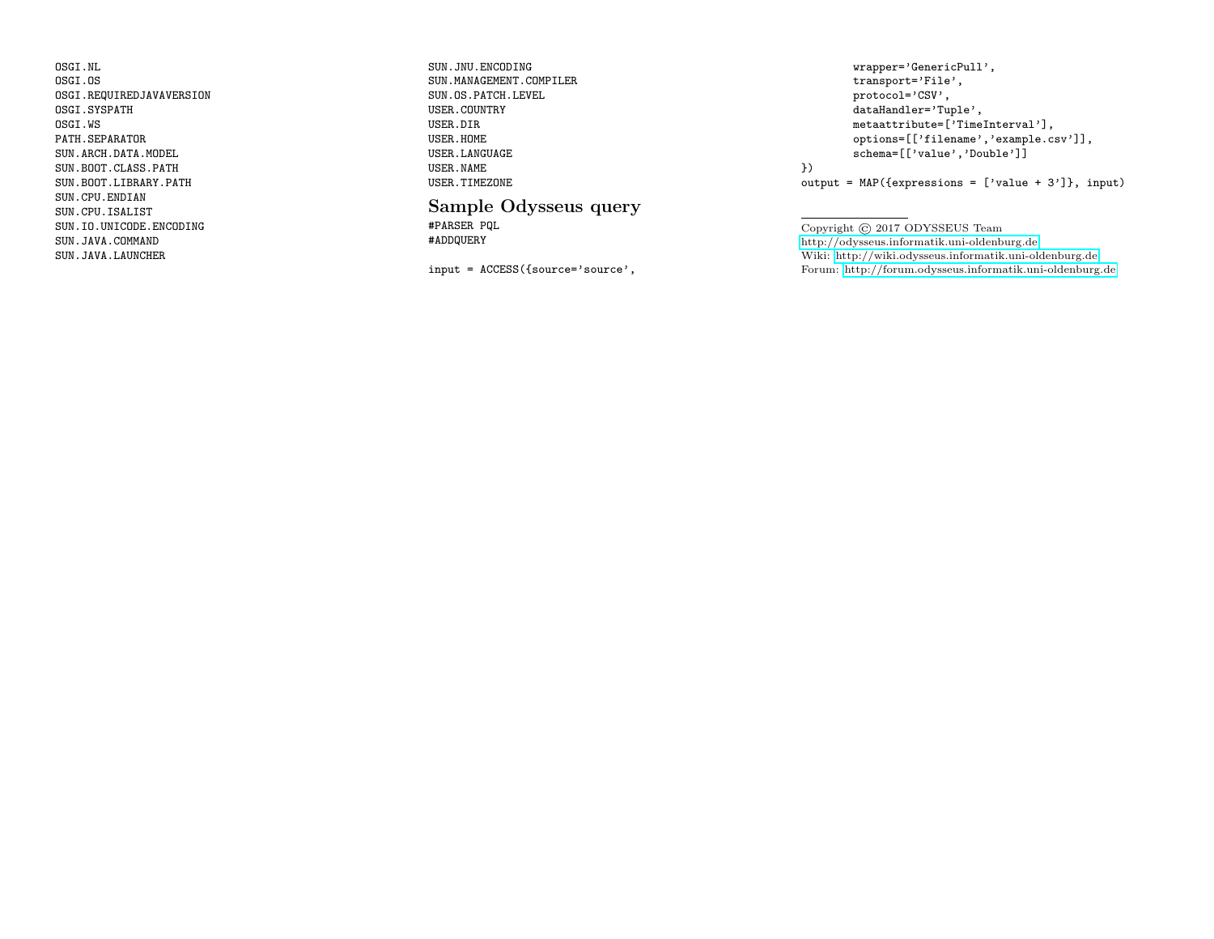OSGI.NL
OSGI.OS
OSGI.REQUIREDJAVAVERSION
OSGI.SYSPATH
OSGI.WS
PATH.SEPARATOR
SUN.ARCH.DATA.MODEL
SUN.BOOT.CLASS.PATH
SUN.BOOT.LIBRARY.PATH
SUN.CPU.ENDIAN
SUN.CPU.ISALIST
SUN.IO.UNICODE.ENCODING
SUN.JAVA.COMMAND
SUN.JAVA.LAUNCHER
SUN.JNU.ENCODING
SUN.MANAGEMENT.COMPILER
SUN.OS.PATCH.LEVEL
USER.COUNTRY
USER.DIR
USER.HOME
USER.LANGUAGE
USER.NAME
USER.TIMEZONE

## Sample Odysseus query

```
#PARSER PQL
#ADDQUERY

input = ACCESS({source='source',
        wrapper='GenericPull',
        transport='File',
        protocol='CSV',
        dataHandler='Tuple',
        metaattribute=['TimeInterval'],
        options=[['filename','example.csv']],
        schema=[['value','Double']]
})
output = MAP({expressions = ['value + 3']}, input)
```

---

Copyright © 2017 ODYSSEUS Team
http://odysseus.informatik.uni-oldenburg.de
Wiki: http://wiki.odysseus.informatik.uni-oldenburg.de
Forum: http://forum.odysseus.informatik.uni-oldenburg.de